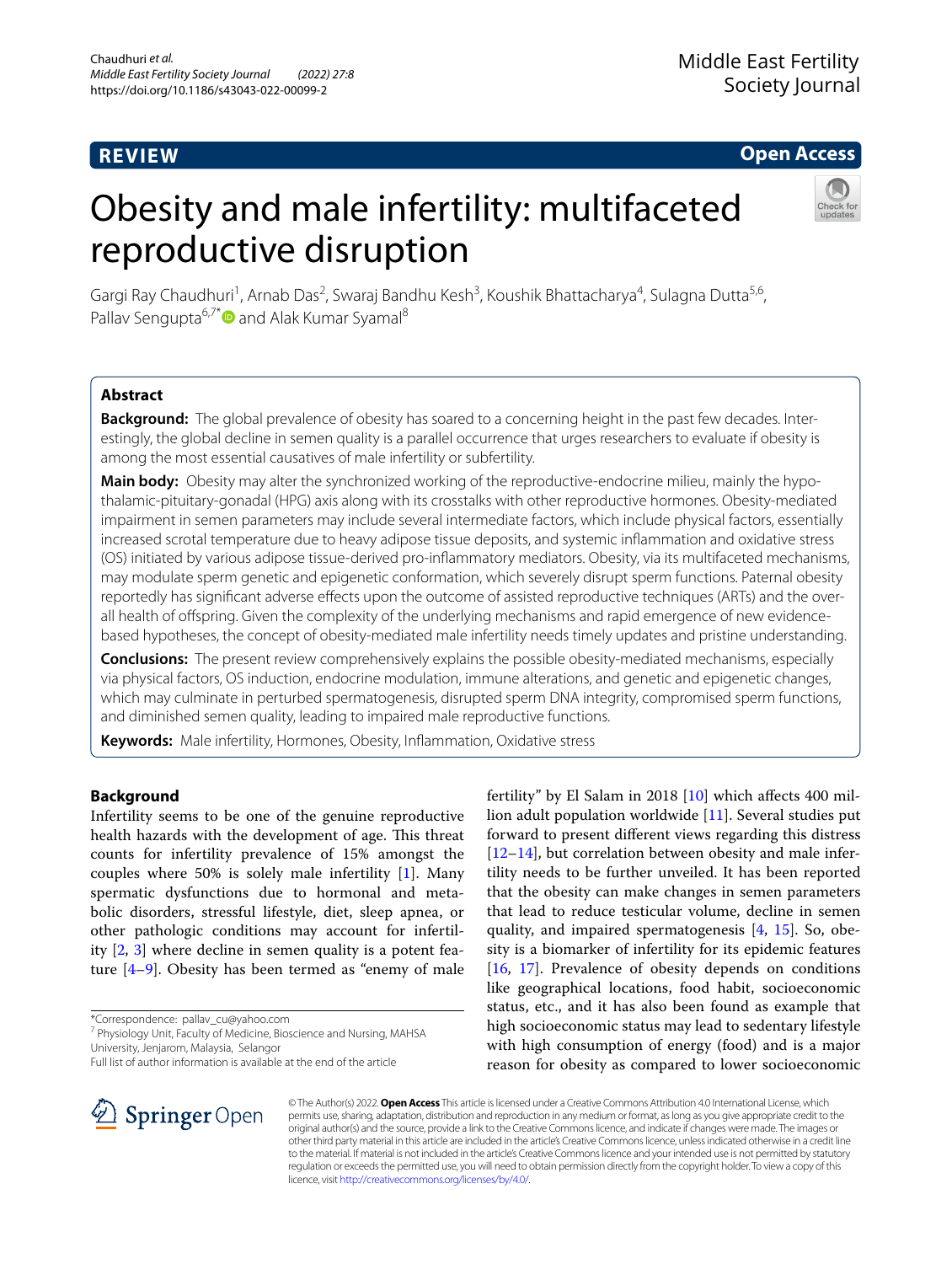REVIEW

Open Access

# Obesity and male infertility: multifaceted reproductive disruption

Gargi Ray Chaudhuri[1], Arnab Das[2], Swaraj Bandhu Kesh[3], Koushik Bhattacharya[4], Sulagna Dutta[5,6], Pallav Sengupta[6,7*] and Alak Kumar Syamal[8]

## Abstract

**Background:** The global prevalence of obesity has soared to a concerning height in the past few decades. Interestingly, the global decline in semen quality is a parallel occurrence that urges researchers to evaluate if obesity is among the most essential causatives of male infertility or subfertility.

**Main body:** Obesity may alter the synchronized working of the reproductive-endocrine milieu, mainly the hypothalamic-pituitary-gonadal (HPG) axis along with its crosstalks with other reproductive hormones. Obesity-mediated impairment in semen parameters may include several intermediate factors, which include physical factors, essentially increased scrotal temperature due to heavy adipose tissue deposits, and systemic inflammation and oxidative stress (OS) initiated by various adipose tissue-derived pro-inflammatory mediators. Obesity, via its multifaceted mechanisms, may modulate sperm genetic and epigenetic conformation, which severely disrupt sperm functions. Paternal obesity reportedly has significant adverse effects upon the outcome of assisted reproductive techniques (ARTs) and the overall health of offspring. Given the complexity of the underlying mechanisms and rapid emergence of new evidence-based hypotheses, the concept of obesity-mediated male infertility needs timely updates and pristine understanding.

**Conclusions:** The present review comprehensively explains the possible obesity-mediated mechanisms, especially via physical factors, OS induction, endocrine modulation, immune alterations, and genetic and epigenetic changes, which may culminate in perturbed spermatogenesis, disrupted sperm DNA integrity, compromised sperm functions, and diminished semen quality, leading to impaired male reproductive functions.

**Keywords:** Male infertility, Hormones, Obesity, Inflammation, Oxidative stress

## Background

Infertility seems to be one of the genuine reproductive health hazards with the development of age. This threat counts for infertility prevalence of 15% amongst the couples where 50% is solely male infertility [1]. Many spermatic dysfunctions due to hormonal and metabolic disorders, stressful lifestyle, diet, sleep apnea, or other pathologic conditions may account for infertility [2, 3] where decline in semen quality is a potent feature [4–9]. Obesity has been termed as "enemy of male fertility" by El Salam in 2018 [10] which affects 400 million adult population worldwide [11]. Several studies put forward to present different views regarding this distress [12–14], but correlation between obesity and male infertility needs to be further unveiled. It has been reported that the obesity can make changes in semen parameters that lead to reduce testicular volume, decline in semen quality, and impaired spermatogenesis [4, 15]. So, obesity is a biomarker of infertility for its epidemic features [16, 17]. Prevalence of obesity depends on conditions like geographical locations, food habit, socioeconomic status, etc., and it has also been found as example that high socioeconomic status may lead to sedentary lifestyle with high consumption of energy (food) and is a major reason for obesity as compared to lower socioeconomic

*Correspondence: pallav_cu@yahoo.com
[7] Physiology Unit, Faculty of Medicine, Bioscience and Nursing, MAHSA University, Jenjarom, Malaysia, Selangor
Full list of author information is available at the end of the article

© The Author(s) 2022. **Open Access** This article is licensed under a Creative Commons Attribution 4.0 International License, which permits use, sharing, adaptation, distribution and reproduction in any medium or format, as long as you give appropriate credit to the original author(s) and the source, provide a link to the Creative Commons licence, and indicate if changes were made. The images or other third party material in this article are included in the article's Creative Commons licence, unless indicated otherwise in a credit line to the material. If material is not included in the article's Creative Commons licence and your intended use is not permitted by statutory regulation or exceeds the permitted use, you will need to obtain permission directly from the copyright holder. To view a copy of this licence, visit http://creativecommons.org/licenses/by/4.0/.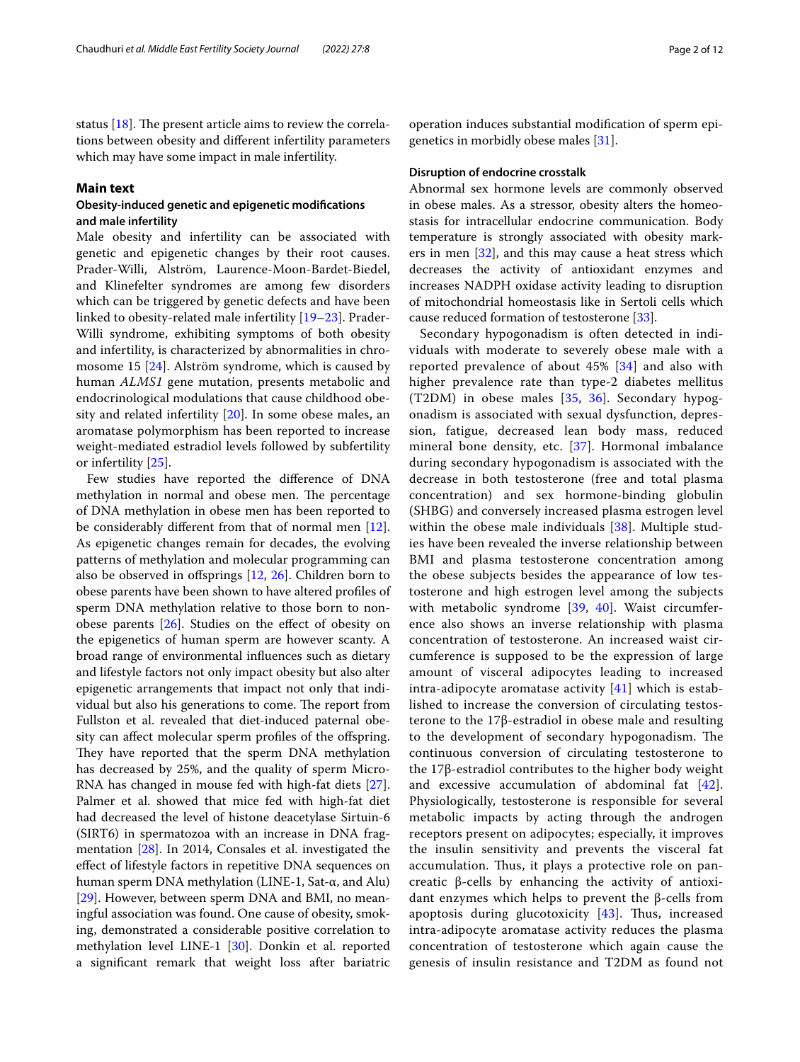status [18]. The present article aims to review the correlations between obesity and different infertility parameters which may have some impact in male infertility.

## Main text

### Obesity-induced genetic and epigenetic modifications and male infertility

Male obesity and infertility can be associated with genetic and epigenetic changes by their root causes. Prader-Willi, Alström, Laurence-Moon-Bardet-Biedel, and Klinefelter syndromes are among few disorders which can be triggered by genetic defects and have been linked to obesity-related male infertility [19–23]. Prader-Willi syndrome, exhibiting symptoms of both obesity and infertility, is characterized by abnormalities in chromosome 15 [24]. Alström syndrome, which is caused by human *ALMS1* gene mutation, presents metabolic and endocrinological modulations that cause childhood obesity and related infertility [20]. In some obese males, an aromatase polymorphism has been reported to increase weight-mediated estradiol levels followed by subfertility or infertility [25].

Few studies have reported the difference of DNA methylation in normal and obese men. The percentage of DNA methylation in obese men has been reported to be considerably different from that of normal men [12]. As epigenetic changes remain for decades, the evolving patterns of methylation and molecular programming can also be observed in offsprings [12, 26]. Children born to obese parents have been shown to have altered profiles of sperm DNA methylation relative to those born to non-obese parents [26]. Studies on the effect of obesity on the epigenetics of human sperm are however scanty. A broad range of environmental influences such as dietary and lifestyle factors not only impact obesity but also alter epigenetic arrangements that impact not only that individual but also his generations to come. The report from Fullston et al. revealed that diet-induced paternal obesity can affect molecular sperm profiles of the offspring. They have reported that the sperm DNA methylation has decreased by 25%, and the quality of sperm MicroRNA has changed in mouse fed with high-fat diets [27]. Palmer et al. showed that mice fed with high-fat diet had decreased the level of histone deacetylase Sirtuin-6 (SIRT6) in spermatozoa with an increase in DNA fragmentation [28]. In 2014, Consales et al. investigated the effect of lifestyle factors in repetitive DNA sequences on human sperm DNA methylation (LINE-1, Sat-α, and Alu) [29]. However, between sperm DNA and BMI, no meaningful association was found. One cause of obesity, smoking, demonstrated a considerable positive correlation to methylation level LINE-1 [30]. Donkin et al. reported a significant remark that weight loss after bariatric operation induces substantial modification of sperm epigenetics in morbidly obese males [31].

### Disruption of endocrine crosstalk

Abnormal sex hormone levels are commonly observed in obese males. As a stressor, obesity alters the homeostasis for intracellular endocrine communication. Body temperature is strongly associated with obesity markers in men [32], and this may cause a heat stress which decreases the activity of antioxidant enzymes and increases NADPH oxidase activity leading to disruption of mitochondrial homeostasis like in Sertoli cells which cause reduced formation of testosterone [33].

Secondary hypogonadism is often detected in individuals with moderate to severely obese male with a reported prevalence of about 45% [34] and also with higher prevalence rate than type-2 diabetes mellitus (T2DM) in obese males [35, 36]. Secondary hypogonadism is associated with sexual dysfunction, depression, fatigue, decreased lean body mass, reduced mineral bone density, etc. [37]. Hormonal imbalance during secondary hypogonadism is associated with the decrease in both testosterone (free and total plasma concentration) and sex hormone-binding globulin (SHBG) and conversely increased plasma estrogen level within the obese male individuals [38]. Multiple studies have been revealed the inverse relationship between BMI and plasma testosterone concentration among the obese subjects besides the appearance of low testosterone and high estrogen level among the subjects with metabolic syndrome [39, 40]. Waist circumference also shows an inverse relationship with plasma concentration of testosterone. An increased waist circumference is supposed to be the expression of large amount of visceral adipocytes leading to increased intra-adipocyte aromatase activity [41] which is established to increase the conversion of circulating testosterone to the 17β-estradiol in obese male and resulting to the development of secondary hypogonadism. The continuous conversion of circulating testosterone to the 17β-estradiol contributes to the higher body weight and excessive accumulation of abdominal fat [42]. Physiologically, testosterone is responsible for several metabolic impacts by acting through the androgen receptors present on adipocytes; especially, it improves the insulin sensitivity and prevents the visceral fat accumulation. Thus, it plays a protective role on pancreatic β-cells by enhancing the activity of antioxidant enzymes which helps to prevent the β-cells from apoptosis during glucotoxicity [43]. Thus, increased intra-adipocyte aromatase activity reduces the plasma concentration of testosterone which again cause the genesis of insulin resistance and T2DM as found not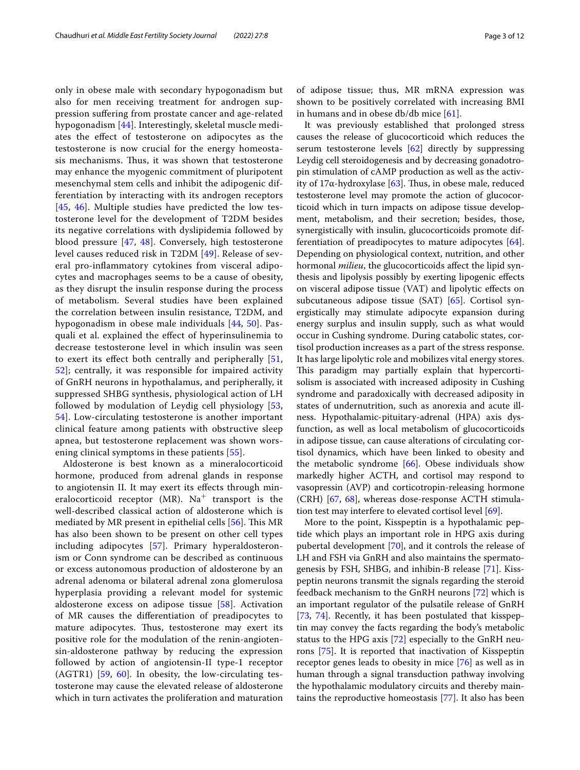only in obese male with secondary hypogonadism but also for men receiving treatment for androgen suppression suffering from prostate cancer and age-related hypogonadism [44]. Interestingly, skeletal muscle mediates the effect of testosterone on adipocytes as the testosterone is now crucial for the energy homeostasis mechanisms. Thus, it was shown that testosterone may enhance the myogenic commitment of pluripotent mesenchymal stem cells and inhibit the adipogenic differentiation by interacting with its androgen receptors [45, 46]. Multiple studies have predicted the low testosterone level for the development of T2DM besides its negative correlations with dyslipidemia followed by blood pressure [47, 48]. Conversely, high testosterone level causes reduced risk in T2DM [49]. Release of several pro-inflammatory cytokines from visceral adipocytes and macrophages seems to be a cause of obesity, as they disrupt the insulin response during the process of metabolism. Several studies have been explained the correlation between insulin resistance, T2DM, and hypogonadism in obese male individuals [44, 50]. Pasquali et al. explained the effect of hyperinsulinemia to decrease testosterone level in which insulin was seen to exert its effect both centrally and peripherally [51, 52]; centrally, it was responsible for impaired activity of GnRH neurons in hypothalamus, and peripherally, it suppressed SHBG synthesis, physiological action of LH followed by modulation of Leydig cell physiology [53, 54]. Low-circulating testosterone is another important clinical feature among patients with obstructive sleep apnea, but testosterone replacement was shown worsening clinical symptoms in these patients [55].

Aldosterone is best known as a mineralocorticoid hormone, produced from adrenal glands in response to angiotensin II. It may exert its effects through mineralocorticoid receptor (MR). $Na^+$ transport is the well-described classical action of aldosterone which is mediated by MR present in epithelial cells [56]. This MR has also been shown to be present on other cell types including adipocytes [57]. Primary hyperaldosteronism or Conn syndrome can be described as continuous or excess autonomous production of aldosterone by an adrenal adenoma or bilateral adrenal zona glomerulosa hyperplasia providing a relevant model for systemic aldosterone excess on adipose tissue [58]. Activation of MR causes the differentiation of preadipocytes to mature adipocytes. Thus, testosterone may exert its positive role for the modulation of the renin-angiotensin-aldosterone pathway by reducing the expression followed by action of angiotensin-II type-1 receptor (AGTR1) [59, 60]. In obesity, the low-circulating testosterone may cause the elevated release of aldosterone which in turn activates the proliferation and maturation of adipose tissue; thus, MR mRNA expression was shown to be positively correlated with increasing BMI in humans and in obese db/db mice [61].

It was previously established that prolonged stress causes the release of glucocorticoid which reduces the serum testosterone levels [62] directly by suppressing Leydig cell steroidogenesis and by decreasing gonadotropin stimulation of cAMP production as well as the activity of 17α-hydroxylase [63]. Thus, in obese male, reduced testosterone level may promote the action of glucocorticoid which in turn impacts on adipose tissue development, metabolism, and their secretion; besides, those, synergistically with insulin, glucocorticoids promote differentiation of preadipocytes to mature adipocytes [64]. Depending on physiological context, nutrition, and other hormonal *milieu*, the glucocorticoids affect the lipid synthesis and lipolysis possibly by exerting lipogenic effects on visceral adipose tissue (VAT) and lipolytic effects on subcutaneous adipose tissue (SAT) [65]. Cortisol synergistically may stimulate adipocyte expansion during energy surplus and insulin supply, such as what would occur in Cushing syndrome. During catabolic states, cortisol production increases as a part of the stress response. It has large lipolytic role and mobilizes vital energy stores. This paradigm may partially explain that hypercortisolism is associated with increased adiposity in Cushing syndrome and paradoxically with decreased adiposity in states of undernutrition, such as anorexia and acute illness. Hypothalamic-pituitary-adrenal (HPA) axis dysfunction, as well as local metabolism of glucocorticoids in adipose tissue, can cause alterations of circulating cortisol dynamics, which have been linked to obesity and the metabolic syndrome [66]. Obese individuals show markedly higher ACTH, and cortisol may respond to vasopressin (AVP) and corticotropin-releasing hormone (CRH) [67, 68], whereas dose-response ACTH stimulation test may interfere to elevated cortisol level [69].

More to the point, Kisspeptin is a hypothalamic peptide which plays an important role in HPG axis during pubertal development [70], and it controls the release of LH and FSH via GnRH and also maintains the spermatogenesis by FSH, SHBG, and inhibin-B release [71]. Kisspeptin neurons transmit the signals regarding the steroid feedback mechanism to the GnRH neurons [72] which is an important regulator of the pulsatile release of GnRH [73, 74]. Recently, it has been postulated that kisspeptin may convey the facts regarding the body's metabolic status to the HPG axis [72] especially to the GnRH neurons [75]. It is reported that inactivation of Kisspeptin receptor genes leads to obesity in mice [76] as well as in human through a signal transduction pathway involving the hypothalamic modulatory circuits and thereby maintains the reproductive homeostasis [77]. It also has been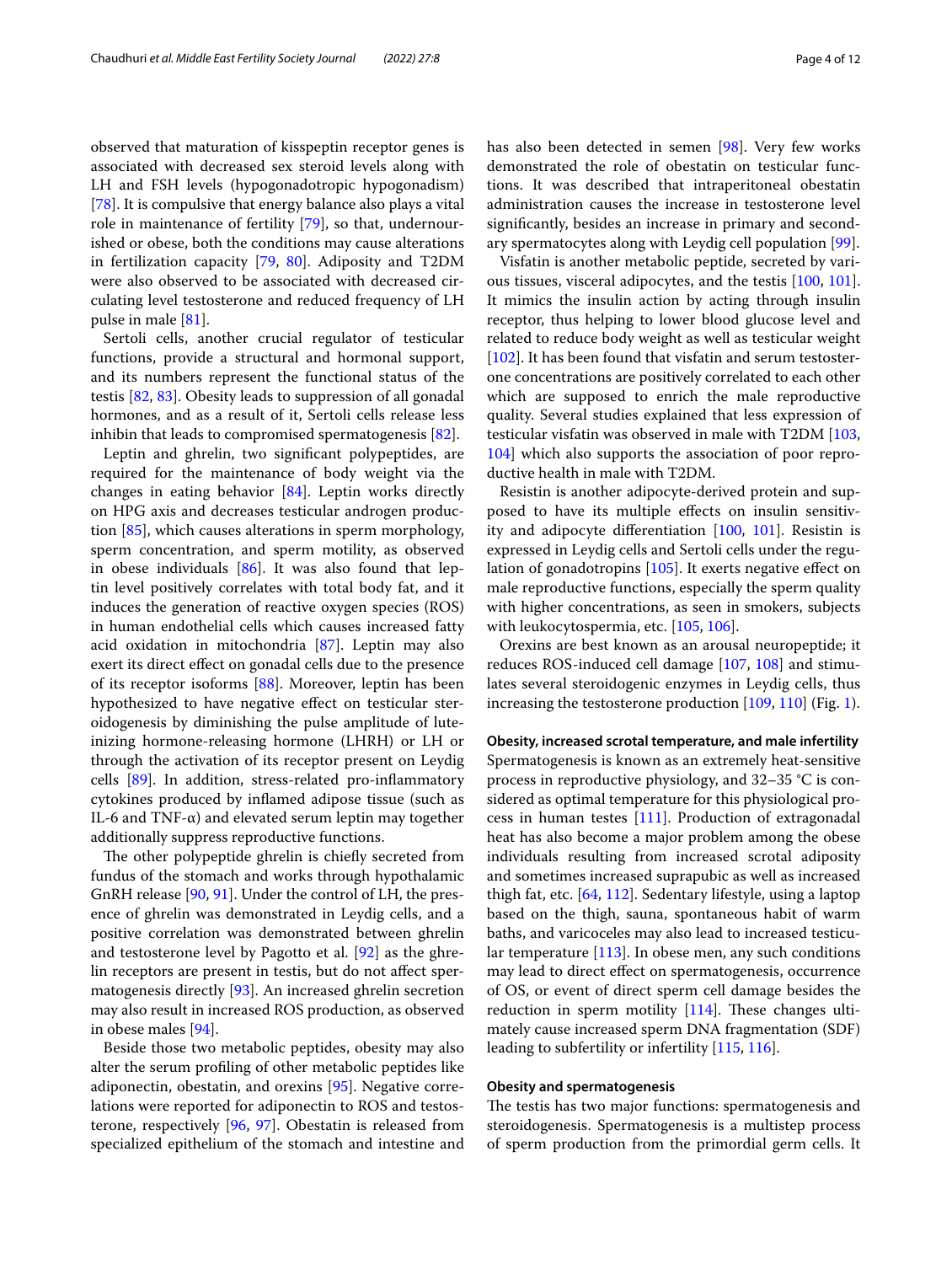observed that maturation of kisspeptin receptor genes is associated with decreased sex steroid levels along with LH and FSH levels (hypogonadotropic hypogonadism) [78]. It is compulsive that energy balance also plays a vital role in maintenance of fertility [79], so that, undernourished or obese, both the conditions may cause alterations in fertilization capacity [79, 80]. Adiposity and T2DM were also observed to be associated with decreased circulating level testosterone and reduced frequency of LH pulse in male [81].

Sertoli cells, another crucial regulator of testicular functions, provide a structural and hormonal support, and its numbers represent the functional status of the testis [82, 83]. Obesity leads to suppression of all gonadal hormones, and as a result of it, Sertoli cells release less inhibin that leads to compromised spermatogenesis [82].

Leptin and ghrelin, two significant polypeptides, are required for the maintenance of body weight via the changes in eating behavior [84]. Leptin works directly on HPG axis and decreases testicular androgen production [85], which causes alterations in sperm morphology, sperm concentration, and sperm motility, as observed in obese individuals [86]. It was also found that leptin level positively correlates with total body fat, and it induces the generation of reactive oxygen species (ROS) in human endothelial cells which causes increased fatty acid oxidation in mitochondria [87]. Leptin may also exert its direct effect on gonadal cells due to the presence of its receptor isoforms [88]. Moreover, leptin has been hypothesized to have negative effect on testicular steroidogenesis by diminishing the pulse amplitude of luteinizing hormone-releasing hormone (LHRH) or LH or through the activation of its receptor present on Leydig cells [89]. In addition, stress-related pro-inflammatory cytokines produced by inflamed adipose tissue (such as IL-6 and TNF-α) and elevated serum leptin may together additionally suppress reproductive functions.

The other polypeptide ghrelin is chiefly secreted from fundus of the stomach and works through hypothalamic GnRH release [90, 91]. Under the control of LH, the presence of ghrelin was demonstrated in Leydig cells, and a positive correlation was demonstrated between ghrelin and testosterone level by Pagotto et al. [92] as the ghrelin receptors are present in testis, but do not affect spermatogenesis directly [93]. An increased ghrelin secretion may also result in increased ROS production, as observed in obese males [94].

Beside those two metabolic peptides, obesity may also alter the serum profiling of other metabolic peptides like adiponectin, obestatin, and orexins [95]. Negative correlations were reported for adiponectin to ROS and testosterone, respectively [96, 97]. Obestatin is released from specialized epithelium of the stomach and intestine and has also been detected in semen [98]. Very few works demonstrated the role of obestatin on testicular functions. It was described that intraperitoneal obestatin administration causes the increase in testosterone level significantly, besides an increase in primary and secondary spermatocytes along with Leydig cell population [99].

Visfatin is another metabolic peptide, secreted by various tissues, visceral adipocytes, and the testis [100, 101]. It mimics the insulin action by acting through insulin receptor, thus helping to lower blood glucose level and related to reduce body weight as well as testicular weight [102]. It has been found that visfatin and serum testosterone concentrations are positively correlated to each other which are supposed to enrich the male reproductive quality. Several studies explained that less expression of testicular visfatin was observed in male with T2DM [103, 104] which also supports the association of poor reproductive health in male with T2DM.

Resistin is another adipocyte-derived protein and supposed to have its multiple effects on insulin sensitivity and adipocyte differentiation [100, 101]. Resistin is expressed in Leydig cells and Sertoli cells under the regulation of gonadotropins [105]. It exerts negative effect on male reproductive functions, especially the sperm quality with higher concentrations, as seen in smokers, subjects with leukocytospermia, etc. [105, 106].

Orexins are best known as an arousal neuropeptide; it reduces ROS-induced cell damage [107, 108] and stimulates several steroidogenic enzymes in Leydig cells, thus increasing the testosterone production [109, 110] (Fig. 1).

### Obesity, increased scrotal temperature, and male infertility

Spermatogenesis is known as an extremely heat-sensitive process in reproductive physiology, and 32–35 °C is considered as optimal temperature for this physiological process in human testes [111]. Production of extragonadal heat has also become a major problem among the obese individuals resulting from increased scrotal adiposity and sometimes increased suprapubic as well as increased thigh fat, etc. [64, 112]. Sedentary lifestyle, using a laptop based on the thigh, sauna, spontaneous habit of warm baths, and varicoceles may also lead to increased testicular temperature [113]. In obese men, any such conditions may lead to direct effect on spermatogenesis, occurrence of OS, or event of direct sperm cell damage besides the reduction in sperm motility [114]. These changes ultimately cause increased sperm DNA fragmentation (SDF) leading to subfertility or infertility [115, 116].

### Obesity and spermatogenesis

The testis has two major functions: spermatogenesis and steroidogenesis. Spermatogenesis is a multistep process of sperm production from the primordial germ cells. It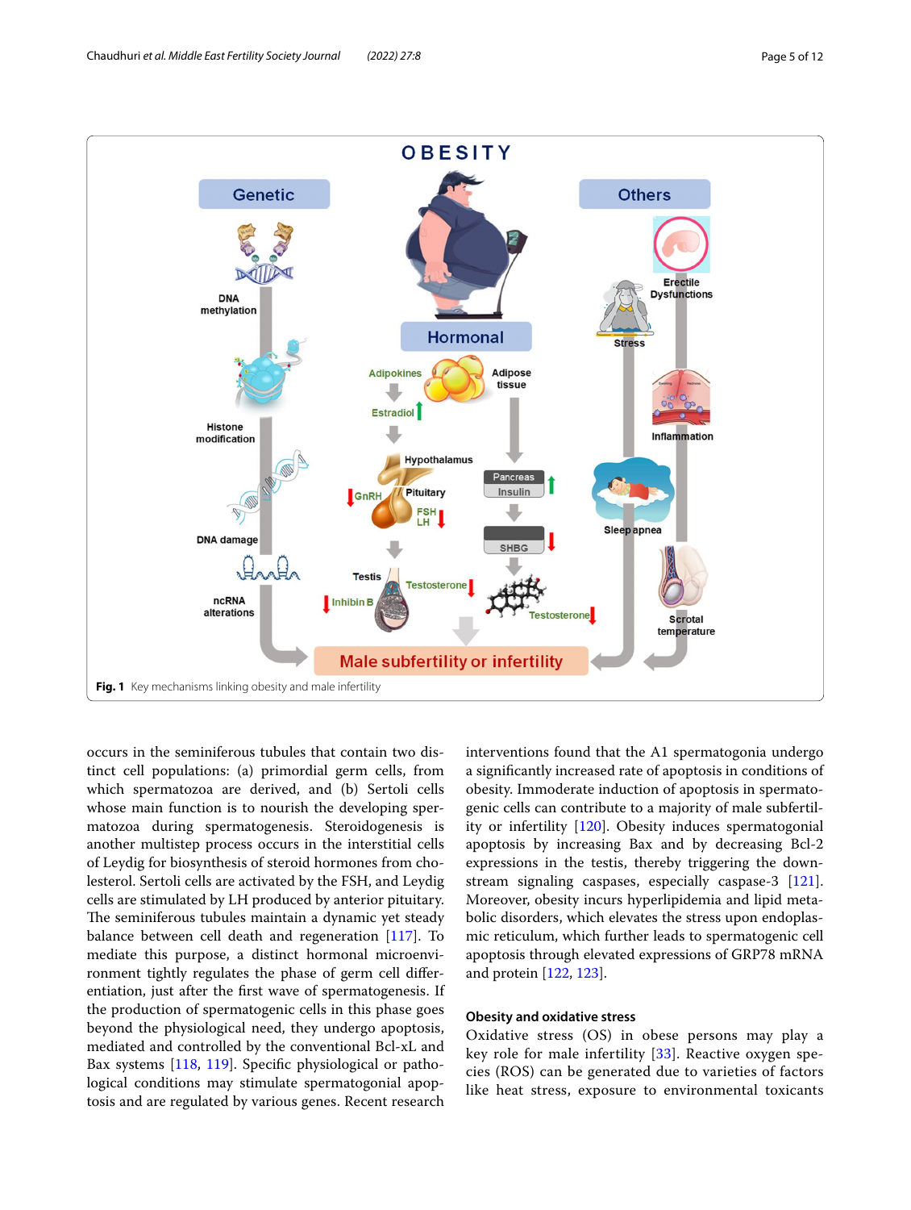Fig. 1 Key mechanisms linking obesity and male infertility

occurs in the seminiferous tubules that contain two distinct cell populations: (a) primordial germ cells, from which spermatozoa are derived, and (b) Sertoli cells whose main function is to nourish the developing spermatozoa during spermatogenesis. Steroidogenesis is another multistep process occurs in the interstitial cells of Leydig for biosynthesis of steroid hormones from cholesterol. Sertoli cells are activated by the FSH, and Leydig cells are stimulated by LH produced by anterior pituitary. The seminiferous tubules maintain a dynamic yet steady balance between cell death and regeneration [117]. To mediate this purpose, a distinct hormonal microenvironment tightly regulates the phase of germ cell differentiation, just after the first wave of spermatogenesis. If the production of spermatogenic cells in this phase goes beyond the physiological need, they undergo apoptosis, mediated and controlled by the conventional Bcl-xL and Bax systems [118, 119]. Specific physiological or pathological conditions may stimulate spermatogonial apoptosis and are regulated by various genes. Recent research interventions found that the A1 spermatogonia undergo a significantly increased rate of apoptosis in conditions of obesity. Immoderate induction of apoptosis in spermatogenic cells can contribute to a majority of male subfertility or infertility [120]. Obesity induces spermatogonial apoptosis by increasing Bax and by decreasing Bcl-2 expressions in the testis, thereby triggering the downstream signaling caspases, especially caspase-3 [121]. Moreover, obesity incurs hyperlipidemia and lipid metabolic disorders, which elevates the stress upon endoplasmic reticulum, which further leads to spermatogenic cell apoptosis through elevated expressions of GRP78 mRNA and protein [122, 123].

### Obesity and oxidative stress

Oxidative stress (OS) in obese persons may play a key role for male infertility [33]. Reactive oxygen species (ROS) can be generated due to varieties of factors like heat stress, exposure to environmental toxicants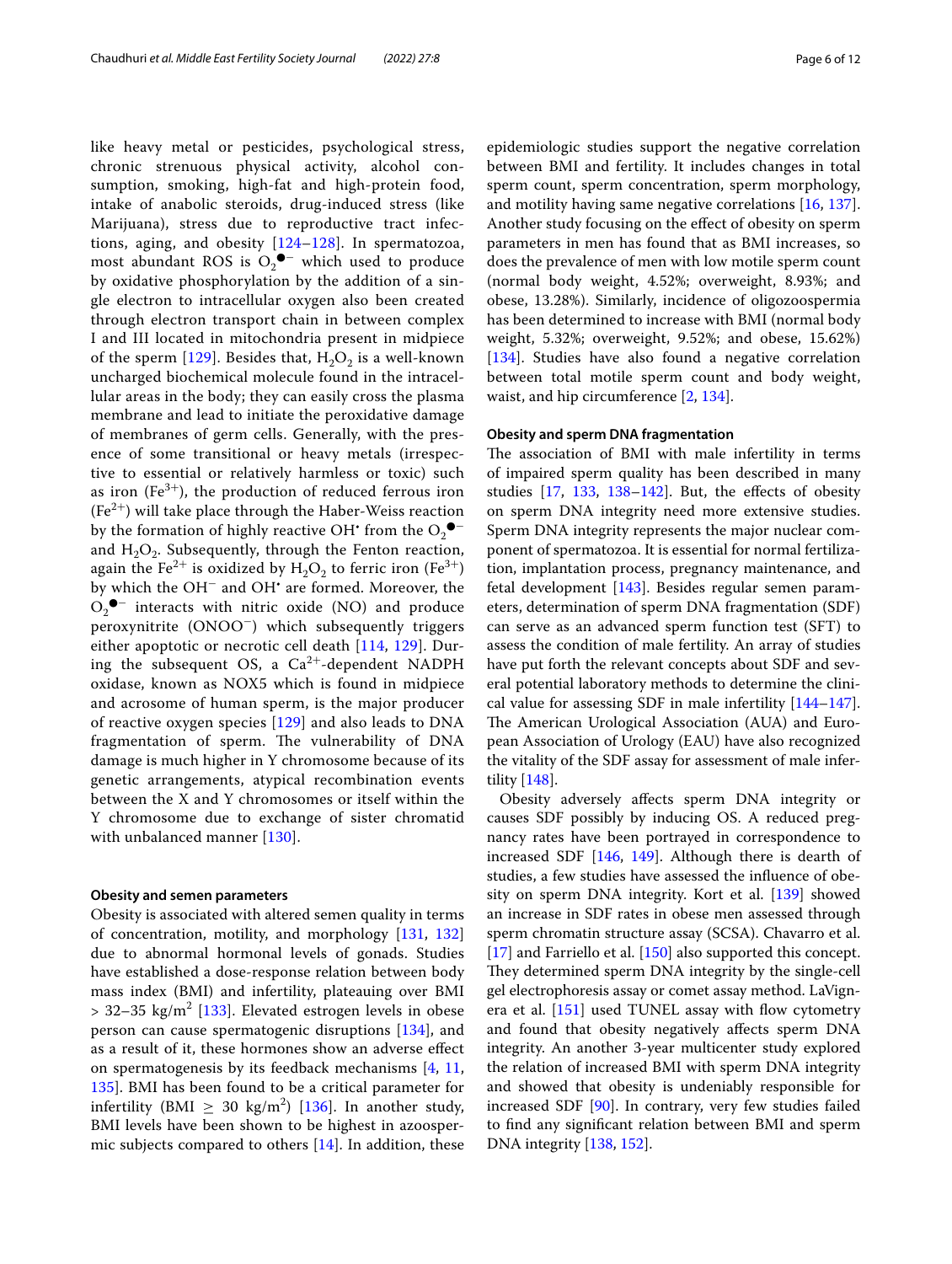like heavy metal or pesticides, psychological stress, chronic strenuous physical activity, alcohol consumption, smoking, high-fat and high-protein food, intake of anabolic steroids, drug-induced stress (like Marijuana), stress due to reproductive tract infections, aging, and obesity [124–128]. In spermatozoa, most abundant ROS is $O_2^{\bullet -}$ which used to produce by oxidative phosphorylation by the addition of a single electron to intracellular oxygen also been created through electron transport chain in between complex I and III located in mitochondria present in midpiece of the sperm [129]. Besides that, $H_2O_2$ is a well-known uncharged biochemical molecule found in the intracellular areas in the body; they can easily cross the plasma membrane and lead to initiate the peroxidative damage of membranes of germ cells. Generally, with the presence of some transitional or heavy metals (irrespective to essential or relatively harmless or toxic) such as iron ($Fe^{3+}$), the production of reduced ferrous iron ($Fe^{2+}$) will take place through the Haber-Weiss reaction by the formation of highly reactive $OH^{\bullet}$ from the $O_2^{\bullet -}$ and $H_2O_2$. Subsequently, through the Fenton reaction, again the $Fe^{2+}$ is oxidized by $H_2O_2$ to ferric iron ($Fe^{3+}$) by which the $OH^-$ and $OH^{\bullet}$ are formed. Moreover, the $O_2^{\bullet -}$ interacts with nitric oxide (NO) and produce peroxynitrite ($ONOO^-$) which subsequently triggers either apoptotic or necrotic cell death [114, 129]. During the subsequent OS, a $Ca^{2+}$-dependent NADPH oxidase, known as NOX5 which is found in midpiece and acrosome of human sperm, is the major producer of reactive oxygen species [129] and also leads to DNA fragmentation of sperm. The vulnerability of DNA damage is much higher in Y chromosome because of its genetic arrangements, atypical recombination events between the X and Y chromosomes or itself within the Y chromosome due to exchange of sister chromatid with unbalanced manner [130].

#### Obesity and semen parameters

Obesity is associated with altered semen quality in terms of concentration, motility, and morphology [131, 132] due to abnormal hormonal levels of gonads. Studies have established a dose-response relation between body mass index (BMI) and infertility, plateauing over BMI > 32–35 kg/m$^2$ [133]. Elevated estrogen levels in obese person can cause spermatogenic disruptions [134], and as a result of it, these hormones show an adverse effect on spermatogenesis by its feedback mechanisms [4, 11, 135]. BMI has been found to be a critical parameter for infertility (BMI $\geq$ 30 kg/m$^2$) [136]. In another study, BMI levels have been shown to be highest in azoospermic subjects compared to others [14]. In addition, these epidemiologic studies support the negative correlation between BMI and fertility. It includes changes in total sperm count, sperm concentration, sperm morphology, and motility having same negative correlations [16, 137]. Another study focusing on the effect of obesity on sperm parameters in men has found that as BMI increases, so does the prevalence of men with low motile sperm count (normal body weight, 4.52%; overweight, 8.93%; and obese, 13.28%). Similarly, incidence of oligozoospermia has been determined to increase with BMI (normal body weight, 5.32%; overweight, 9.52%; and obese, 15.62%) [134]. Studies have also found a negative correlation between total motile sperm count and body weight, waist, and hip circumference [2, 134].

#### Obesity and sperm DNA fragmentation

The association of BMI with male infertility in terms of impaired sperm quality has been described in many studies [17, 133, 138–142]. But, the effects of obesity on sperm DNA integrity need more extensive studies. Sperm DNA integrity represents the major nuclear component of spermatozoa. It is essential for normal fertilization, implantation process, pregnancy maintenance, and fetal development [143]. Besides regular semen parameters, determination of sperm DNA fragmentation (SDF) can serve as an advanced sperm function test (SFT) to assess the condition of male fertility. An array of studies have put forth the relevant concepts about SDF and several potential laboratory methods to determine the clinical value for assessing SDF in male infertility [144–147]. The American Urological Association (AUA) and European Association of Urology (EAU) have also recognized the vitality of the SDF assay for assessment of male infertility [148].

Obesity adversely affects sperm DNA integrity or causes SDF possibly by inducing OS. A reduced pregnancy rates have been portrayed in correspondence to increased SDF [146, 149]. Although there is dearth of studies, a few studies have assessed the influence of obesity on sperm DNA integrity. Kort et al. [139] showed an increase in SDF rates in obese men assessed through sperm chromatin structure assay (SCSA). Chavarro et al. [17] and Farriello et al. [150] also supported this concept. They determined sperm DNA integrity by the single-cell gel electrophoresis assay or comet assay method. LaVignera et al. [151] used TUNEL assay with flow cytometry and found that obesity negatively affects sperm DNA integrity. An another 3-year multicenter study explored the relation of increased BMI with sperm DNA integrity and showed that obesity is undeniably responsible for increased SDF [90]. In contrary, very few studies failed to find any significant relation between BMI and sperm DNA integrity [138, 152].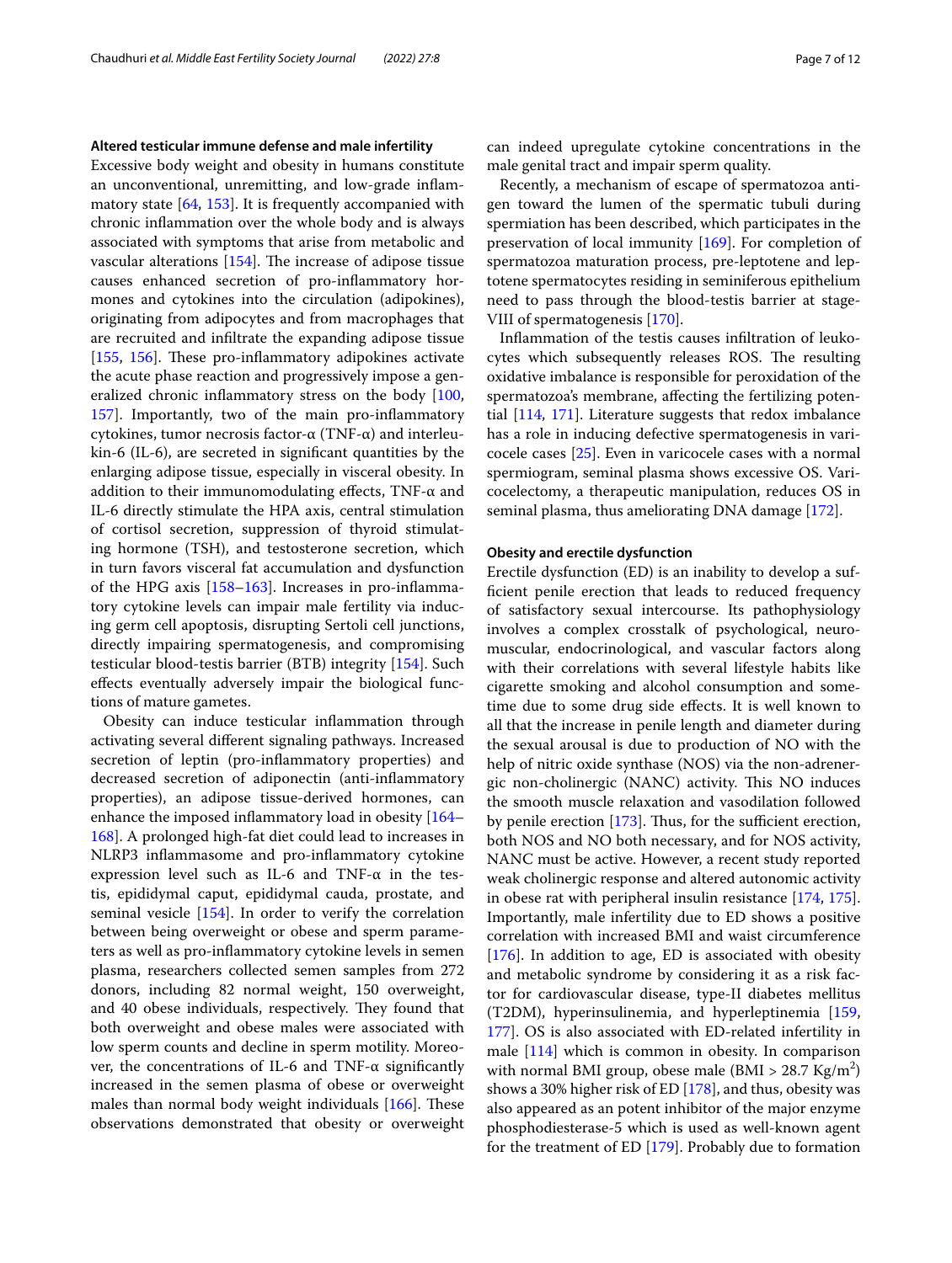### Altered testicular immune defense and male infertility

Excessive body weight and obesity in humans constitute an unconventional, unremitting, and low-grade inflammatory state [64, 153]. It is frequently accompanied with chronic inflammation over the whole body and is always associated with symptoms that arise from metabolic and vascular alterations [154]. The increase of adipose tissue causes enhanced secretion of pro-inflammatory hormones and cytokines into the circulation (adipokines), originating from adipocytes and from macrophages that are recruited and infiltrate the expanding adipose tissue [155, 156]. These pro-inflammatory adipokines activate the acute phase reaction and progressively impose a generalized chronic inflammatory stress on the body [100, 157]. Importantly, two of the main pro-inflammatory cytokines, tumor necrosis factor-α (TNF-α) and interleukin-6 (IL-6), are secreted in significant quantities by the enlarging adipose tissue, especially in visceral obesity. In addition to their immunomodulating effects, TNF-α and IL-6 directly stimulate the HPA axis, central stimulation of cortisol secretion, suppression of thyroid stimulating hormone (TSH), and testosterone secretion, which in turn favors visceral fat accumulation and dysfunction of the HPG axis [158–163]. Increases in pro-inflammatory cytokine levels can impair male fertility via inducing germ cell apoptosis, disrupting Sertoli cell junctions, directly impairing spermatogenesis, and compromising testicular blood-testis barrier (BTB) integrity [154]. Such effects eventually adversely impair the biological functions of mature gametes.

Obesity can induce testicular inflammation through activating several different signaling pathways. Increased secretion of leptin (pro-inflammatory properties) and decreased secretion of adiponectin (anti-inflammatory properties), an adipose tissue-derived hormones, can enhance the imposed inflammatory load in obesity [164–168]. A prolonged high-fat diet could lead to increases in NLRP3 inflammasome and pro-inflammatory cytokine expression level such as IL-6 and TNF-α in the testis, epididymal caput, epididymal cauda, prostate, and seminal vesicle [154]. In order to verify the correlation between being overweight or obese and sperm parameters as well as pro-inflammatory cytokine levels in semen plasma, researchers collected semen samples from 272 donors, including 82 normal weight, 150 overweight, and 40 obese individuals, respectively. They found that both overweight and obese males were associated with low sperm counts and decline in sperm motility. Moreover, the concentrations of IL-6 and TNF-α significantly increased in the semen plasma of obese or overweight males than normal body weight individuals [166]. These observations demonstrated that obesity or overweight can indeed upregulate cytokine concentrations in the male genital tract and impair sperm quality.

Recently, a mechanism of escape of spermatozoa antigen toward the lumen of the spermatic tubuli during spermiation has been described, which participates in the preservation of local immunity [169]. For completion of spermatozoa maturation process, pre-leptotene and leptotene spermatocytes residing in seminiferous epithelium need to pass through the blood-testis barrier at stage-VIII of spermatogenesis [170].

Inflammation of the testis causes infiltration of leukocytes which subsequently releases ROS. The resulting oxidative imbalance is responsible for peroxidation of the spermatozoa's membrane, affecting the fertilizing potential [114, 171]. Literature suggests that redox imbalance has a role in inducing defective spermatogenesis in varicocele cases [25]. Even in varicocele cases with a normal spermiogram, seminal plasma shows excessive OS. Varicocelectomy, a therapeutic manipulation, reduces OS in seminal plasma, thus ameliorating DNA damage [172].

### Obesity and erectile dysfunction

Erectile dysfunction (ED) is an inability to develop a sufficient penile erection that leads to reduced frequency of satisfactory sexual intercourse. Its pathophysiology involves a complex crosstalk of psychological, neuromuscular, endocrinological, and vascular factors along with their correlations with several lifestyle habits like cigarette smoking and alcohol consumption and sometime due to some drug side effects. It is well known to all that the increase in penile length and diameter during the sexual arousal is due to production of NO with the help of nitric oxide synthase (NOS) via the non-adrenergic non-cholinergic (NANC) activity. This NO induces the smooth muscle relaxation and vasodilation followed by penile erection [173]. Thus, for the sufficient erection, both NOS and NO both necessary, and for NOS activity, NANC must be active. However, a recent study reported weak cholinergic response and altered autonomic activity in obese rat with peripheral insulin resistance [174, 175]. Importantly, male infertility due to ED shows a positive correlation with increased BMI and waist circumference [176]. In addition to age, ED is associated with obesity and metabolic syndrome by considering it as a risk factor for cardiovascular disease, type-II diabetes mellitus (T2DM), hyperinsulinemia, and hyperleptinemia [159, 177]. OS is also associated with ED-related infertility in male [114] which is common in obesity. In comparison with normal BMI group, obese male (BMI > 28.7 $Kg/m^2$) shows a 30% higher risk of ED [178], and thus, obesity was also appeared as an potent inhibitor of the major enzyme phosphodiesterase-5 which is used as well-known agent for the treatment of ED [179]. Probably due to formation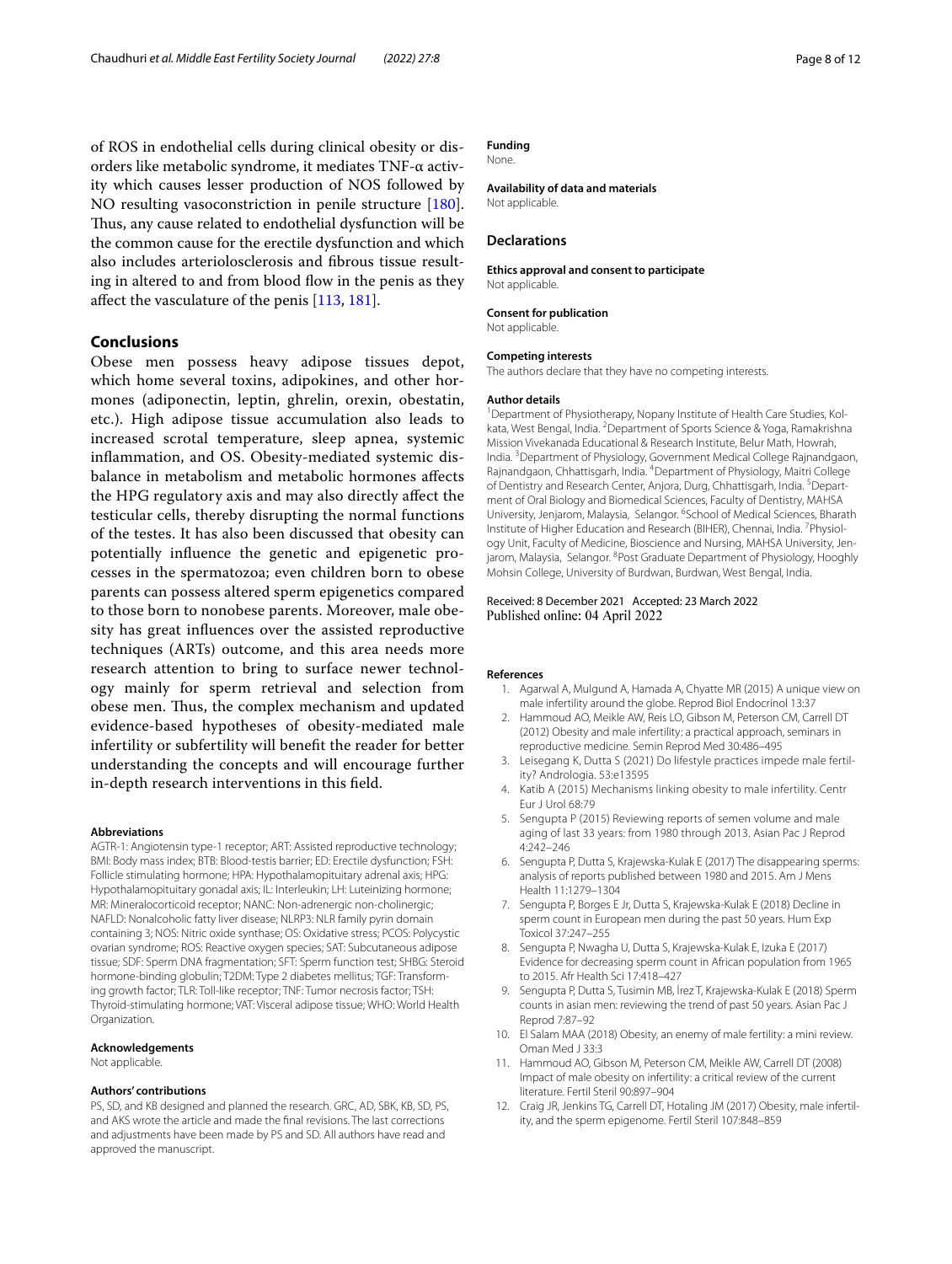of ROS in endothelial cells during clinical obesity or disorders like metabolic syndrome, it mediates TNF-α activity which causes lesser production of NOS followed by NO resulting vasoconstriction in penile structure [180]. Thus, any cause related to endothelial dysfunction will be the common cause for the erectile dysfunction and which also includes arteriolosclerosis and fibrous tissue resulting in altered to and from blood flow in the penis as they affect the vasculature of the penis [113, 181].

## Conclusions

Obese men possess heavy adipose tissues depot, which home several toxins, adipokines, and other hormones (adiponectin, leptin, ghrelin, orexin, obestatin, etc.). High adipose tissue accumulation also leads to increased scrotal temperature, sleep apnea, systemic inflammation, and OS. Obesity-mediated systemic disbalance in metabolism and metabolic hormones affects the HPG regulatory axis and may also directly affect the testicular cells, thereby disrupting the normal functions of the testes. It has also been discussed that obesity can potentially influence the genetic and epigenetic processes in the spermatozoa; even children born to obese parents can possess altered sperm epigenetics compared to those born to nonobese parents. Moreover, male obesity has great influences over the assisted reproductive techniques (ARTs) outcome, and this area needs more research attention to bring to surface newer technology mainly for sperm retrieval and selection from obese men. Thus, the complex mechanism and updated evidence-based hypotheses of obesity-mediated male infertility or subfertility will benefit the reader for better understanding the concepts and will encourage further in-depth research interventions in this field.

#### Abbreviations

AGTR-1: Angiotensin type-1 receptor; ART: Assisted reproductive technology; BMI: Body mass index; BTB: Blood-testis barrier; ED: Erectile dysfunction; FSH: Follicle stimulating hormone; HPA: Hypothalamopituitary adrenal axis; HPG: Hypothalamopituitary gonadal axis; IL: Interleukin; LH: Luteinizing hormone; MR: Mineralocorticoid receptor; NANC: Non-adrenergic non-cholinergic; NAFLD: Nonalcoholic fatty liver disease; NLRP3: NLR family pyrin domain containing 3; NOS: Nitric oxide synthase; OS: Oxidative stress; PCOS: Polycystic ovarian syndrome; ROS: Reactive oxygen species; SAT: Subcutaneous adipose tissue; SDF: Sperm DNA fragmentation; SFT: Sperm function test; SHBG: Steroid hormone-binding globulin; T2DM: Type 2 diabetes mellitus; TGF: Transforming growth factor; TLR: Toll-like receptor; TNF: Tumor necrosis factor; TSH: Thyroid-stimulating hormone; VAT: Visceral adipose tissue; WHO: World Health Organization.

#### Acknowledgements

Not applicable.

#### Authors' contributions

PS, SD, and KB designed and planned the research. GRC, AD, SBK, KB, SD, PS, and AKS wrote the article and made the final revisions. The last corrections and adjustments have been made by PS and SD. All authors have read and approved the manuscript.

#### Funding

None.

#### Availability of data and materials

Not applicable.

### Declarations

#### Ethics approval and consent to participate

Not applicable.

#### Consent for publication

Not applicable.

#### Competing interests

The authors declare that they have no competing interests.

#### Author details

[1]Department of Physiotherapy, Nopany Institute of Health Care Studies, Kolkata, West Bengal, India. [2]Department of Sports Science & Yoga, Ramakrishna Mission Vivekanada Educational & Research Institute, Belur Math, Howrah, India. [3]Department of Physiology, Government Medical College Rajnandgaon, Rajnandgaon, Chhattisgarh, India. [4]Department of Physiology, Maitri College of Dentistry and Research Center, Anjora, Durg, Chhattisgarh, India. [5]Department of Oral Biology and Biomedical Sciences, Faculty of Dentistry, MAHSA University, Jenjarom, Malaysia, Selangor. [6]School of Medical Sciences, Bharath Institute of Higher Education and Research (BIHER), Chennai, India. [7]Physiology Unit, Faculty of Medicine, Bioscience and Nursing, MAHSA University, Jenjarom, Malaysia, Selangor. [8]Post Graduate Department of Physiology, Hooghly Mohsin College, University of Burdwan, Burdwan, West Bengal, India.

Received: 8 December 2021 Accepted: 23 March 2022
Published online: 04 April 2022

#### References

1. Agarwal A, Mulgund A, Hamada A, Chyatte MR (2015) A unique view on male infertility around the globe. Reprod Biol Endocrinol 13:37
2. Hammoud AO, Meikle AW, Reis LO, Gibson M, Peterson CM, Carrell DT (2012) Obesity and male infertility: a practical approach, seminars in reproductive medicine. Semin Reprod Med 30:486–495
3. Leisegang K, Dutta S (2021) Do lifestyle practices impede male fertility? Andrologia. 53:e13595
4. Katib A (2015) Mechanisms linking obesity to male infertility. Centr Eur J Urol 68:79
5. Sengupta P (2015) Reviewing reports of semen volume and male aging of last 33 years: from 1980 through 2013. Asian Pac J Reprod 4:242–246
6. Sengupta P, Dutta S, Krajewska-Kulak E (2017) The disappearing sperms: analysis of reports published between 1980 and 2015. Am J Mens Health 11:1279–1304
7. Sengupta P, Borges E Jr, Dutta S, Krajewska-Kulak E (2018) Decline in sperm count in European men during the past 50 years. Hum Exp Toxicol 37:247–255
8. Sengupta P, Nwagha U, Dutta S, Krajewska-Kulak E, Izuka E (2017) Evidence for decreasing sperm count in African population from 1965 to 2015. Afr Health Sci 17:418–427
9. Sengupta P, Dutta S, Tusimin MB, İrez T, Krajewska-Kulak E (2018) Sperm counts in asian men: reviewing the trend of past 50 years. Asian Pac J Reprod 7:87–92
10. El Salam MAA (2018) Obesity, an enemy of male fertility: a mini review. Oman Med J 33:3
11. Hammoud AO, Gibson M, Peterson CM, Meikle AW, Carrell DT (2008) Impact of male obesity on infertility: a critical review of the current literature. Fertil Steril 90:897–904
12. Craig JR, Jenkins TG, Carrell DT, Hotaling JM (2017) Obesity, male infertility, and the sperm epigenome. Fertil Steril 107:848–859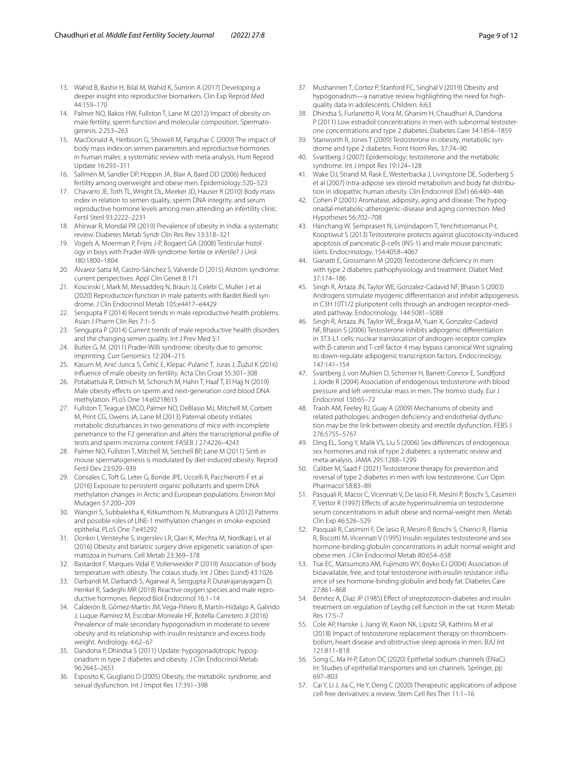13. Wahid B, Bashir H, Bilal M, Wahid K, Sumrin A (2017) Developing a deeper insight into reproductive biomarkers. Clin Exp Reprod Med 44:159–170
14. Palmer NO, Bakos HW, Fullston T, Lane M (2012) Impact of obesity on male fertility, sperm function and molecular composition. Spermatogenesis. 2:253–263
15. MacDonald A, Herbison G, Showell M, Farquhar C (2009) The impact of body mass index on semen parameters and reproductive hormones in human males: a systematic review with meta-analysis. Hum Reprod Update 16:293–311
16. Sallmén M, Sandler DP, Hoppin JA, Blair A, Baird DD (2006) Reduced fertility among overweight and obese men. Epidemiology.:520–523
17. Chavarro JE, Toth TL, Wright DL, Meeker JD, Hauser R (2010) Body mass index in relation to semen quality, sperm DNA integrity, and serum reproductive hormone levels among men attending an infertility clinic. Fertil Steril 93:2222–2231
18. Ahirwar R, Mondal PR (2019) Prevalence of obesity in India: a systematic review. Diabetes Metab Syndr Clin Res Rev 13:318–321
19. Vogels A, Moerman P, Frijns J-P, Bogaert GA (2008) Testicular histology in boys with Prader-Willi syndrome: fertile or infertile? J Urol 180:1800–1804
20. Álvarez-Satta M, Castro-Sánchez S, Valverde D (2015) Alström syndrome: current perspectives. Appl Clin Genet 8:171
21. Koscinski I, Mark M, Messaddeq N, Braun JJ, Celebi C, Muller J et al (2020) Reproduction function in male patients with Bardet Biedl syndrome. J Clin Endocrinol Metab 105:e4417–e4429
22. Sengupta P (2014) Recent trends in male reproductive health problems. Asian J Pharm Clin Res 7:1–5
23. Sengupta P (2014) Current trends of male reproductive health disorders and the changing semen quality. Int J Prev Med 5:1
24. Butler G, M. (2011) Prader-Willi syndrome: obesity due to genomic imprinting. Curr Genomics 12:204–215
25. Kasum M, Anić-Jurica S, Čehić E, Klepac-Pulanić T, Juras J, Žužul K (2016) Influence of male obesity on fertility. Acta Clin Croat 55:301–308
26. Potabattula R, Dittrich M, Schorsch M, Hahn T, Haaf T, El Hajj N (2019) Male obesity effects on sperm and next-generation cord blood DNA methylation. PLoS One 14:e0218615
27. Fullston T, Teague EMCO, Palmer NO, DeBlasio MJ, Mitchell M, Corbett M, Print CG, Owens JA, Lane M (2013) Paternal obesity initiates metabolic disturbances in two generations of mice with incomplete penetrance to the F2 generation and alters the transcriptional profile of testis and sperm microrna content. FASEB J 27:4226–4243
28. Palmer NO, Fullston T, Mitchell M, Setchell BP, Lane M (2011) Sirt6 in mouse spermatogenesis is modulated by diet-induced obesity. Reprod Fertil Dev 23:929–939
29. Consales C, Toft G, Leter G, Bonde JPE, Uccelli R, Pacchierotti F et al (2016) Exposure to persistent organic pollutants and sperm DNA methylation changes in Arctic and European populations. Environ Mol Mutagen 57:200–209
30. Wangsri S, Subbalekha K, Kitkumthorn N, Mutirangura A (2012) Patterns and possible roles of LINE-1 methylation changes in smoke-exposed epithelia. PLoS One 7:e45292
31. Donkin I, Versteyhe S, Ingerslev LR, Qian K, Mechta M, Nordkap L et al (2016) Obesity and bariatric surgery drive epigenetic variation of spermatozoa in humans. Cell Metab 23:369–378
32. Bastardot F, Marques-Vidal P, Vollenweider P (2019) Association of body temperature with obesity. The colaus study. Int J Obes (Lond) 43:1026
33. Darbandi M, Darbandi S, Agarwal A, Sengupta P, Durairajanayagam D, Henkel R, Sadeghi MR (2018) Reactive oxygen species and male reproductive hormones. Reprod Biol Endocrinol 16:1–14
34. Calderón B, Gómez-Martín JM, Vega-Piñero B, Martín-Hidalgo A, Galindo J, Luque-Ramírez M, Escobar-Morreale HF, Botella-Carretero JI (2016) Prevalence of male secondary hypogonadism in moderate to severe obesity and its relationship with insulin resistance and excess body weight. Andrology. 4:62–67
35. Dandona P, Dhindsa S (2011) Update: hypogonadotropic hypogonadism in type 2 diabetes and obesity. J Clin Endocrinol Metab 96:2643–2651
36. Esposito K, Giugliano D (2005) Obesity, the metabolic syndrome, and sexual dysfunction. Int J Impot Res 17:391–398
37. Mushannen T, Cortez P, Stanford FC, Singhal V (2019) Obesity and hypogonadism—a narrative review highlighting the need for high-quality data in adolescents. Children. 6:63
38. Dhindsa S, Furlanetto R, Vora M, Ghanim H, Chaudhuri A, Dandona P (2011) Low estradiol concentrations in men with subnormal testosterone concentrations and type 2 diabetes. Diabetes Care 34:1854–1859
39. Stanworth R, Jones T (2009) Testosterone in obesity, metabolic syndrome and type 2 diabetes. Front Horm Res. 37:74–90
40. Svartberg J (2007) Epidemiology: testosterone and the metabolic syndrome. Int J Impot Res 19:124–128
41. Wake DJ, Strand M, Rask E, Westerbacka J, Livingstone DE, Soderberg S et al (2007) Intra-adipose sex steroid metabolism and body fat distribution in idiopathic human obesity. Clin Endocrinol (Oxf) 66:440–446
42. Cohen P (2001) Aromatase, adiposity, aging and disease. The hypogonadal-metabolic-atherogenic-disease and aging connection. Med Hypotheses 56:702–708
43. Hanchang W, Semprasert N, Limjindaporn T, Yenchitsomanus P-t, Kooptiwut S (2013) Testosterone protects against glucotoxicity-induced apoptosis of pancreatic β-cells (INS-1) and male mouse pancreatic islets. Endocrinology. 154:4058–4067
44. Gianatti E, Grossmann M (2020) Testosterone deficiency in men with type 2 diabetes: pathophysiology and treatment. Diabet Med 37:174–186
45. Singh R, Artaza JN, Taylor WE, Gonzalez-Cadavid NF, Bhasin S (2003) Androgens stimulate myogenic differentiation and inhibit adipogenesis in C3H 10T1/2 pluripotent cells through an androgen receptor-mediated pathway. Endocrinology. 144:5081–5088
46. Singh R, Artaza JN, Taylor WE, Braga M, Yuan X, Gonzalez-Cadavid NF, Bhasin S (2006) Testosterone inhibits adipogenic differentiation in 3T3-L1 cells: nuclear translocation of androgen receptor complex with β-catenin and T-cell factor 4 may bypass canonical Wnt signaling to down-regulate adipogenic transcription factors. Endocrinology. 147:141–154
47. Svartberg J, von Muhlen D, Schirmer H, Barrett-Connor E, Sundfjord J, Jorde R (2004) Association of endogenous testosterone with blood pressure and left ventricular mass in men. The tromso study. Eur J Endocrinol 150:65–72
48. Traish AM, Feeley RJ, Guay A (2009) Mechanisms of obesity and related pathologies: androgen deficiency and endothelial dysfunction may be the link between obesity and erectile dysfunction. FEBS J 276:5755–5767
49. Ding EL, Song Y, Malik VS, Liu S (2006) Sex differences of endogenous sex hormones and risk of type 2 diabetes: a systematic review and meta-analysis. JAMA 295:1288–1299
50. Caliber M, Saad F (2021) Testosterone therapy for prevention and reversal of type 2 diabetes in men with low testosterone. Curr Opin Pharmacol 58:83–89
51. Pasquali R, Macor C, Vicennati V, De Iasio FR, Mesini P, Boschi S, Casimirri F, Vettor R (1997) Effects of acute hyperinsulinemia on testosterone serum concentrations in adult obese and normal-weight men. Metab Clin Exp 46:526–529
52. Pasquali R, Casimirri F, De Iasio R, Mesini P, Boschi S, Chierici R, Flamia R, Biscotti M, Vicennati V (1995) Insulin regulates testosterone and sex hormone-binding globulin concentrations in adult normal weight and obese men. J Clin Endocrinol Metab 80:654–658
53. Tsai EC, Matsumoto AM, Fujimoto WY, Boyko EJ (2004) Association of bioavailable, free, and total testosterone with insulin resistance: influence of sex hormone-binding globulin and body fat. Diabetes Care 27:861–868
54. Benitez A, Diaz JP (1985) Effect of streptozotocin-diabetes and insulin treatment on regulation of Leydig cell function in the rat. Horm Metab Res 17:5–7
55. Cole AP, Hanske J, Jiang W, Kwon NK, Lipsitz SR, Kathrins M et al (2018) Impact of testosterone replacement therapy on thromboembolism, heart disease and obstructive sleep apnoea in men. BJU Int 121:811–818
56. Song C, Ma H-P, Eaton DC (2020) Epithelial sodium channels (ENaC). In: Studies of epithelial transporters and ion channels. Springer, pp 697–803
57. Cai Y, Li J, Jia C, He Y, Deng C (2020) Therapeutic applications of adipose cell-free derivatives: a review. Stem Cell Res Ther 11:1–16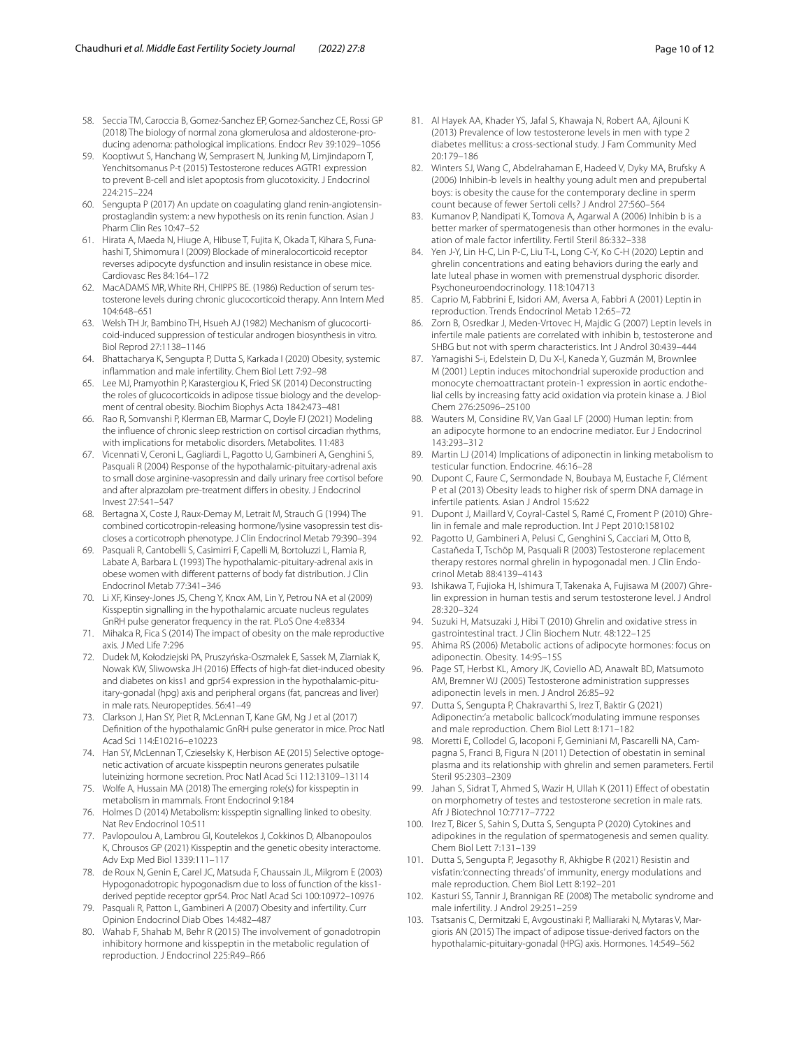58. Seccia TM, Caroccia B, Gomez-Sanchez EP, Gomez-Sanchez CE, Rossi GP (2018) The biology of normal zona glomerulosa and aldosterone-producing adenoma: pathological implications. Endocr Rev 39:1029–1056
59. Kooptiwut S, Hanchang W, Semprasert N, Junking M, Limjindaporn T, Yenchitsomanus P-t (2015) Testosterone reduces AGTR1 expression to prevent B-cell and islet apoptosis from glucotoxicity. J Endocrinol 224:215–224
60. Sengupta P (2017) An update on coagulating gland renin-angiotensin-prostaglandin system: a new hypothesis on its renin function. Asian J Pharm Clin Res 10:47–52
61. Hirata A, Maeda N, Hiuge A, Hibuse T, Fujita K, Okada T, Kihara S, Funahashi T, Shimomura I (2009) Blockade of mineralocorticoid receptor reverses adipocyte dysfunction and insulin resistance in obese mice. Cardiovasc Res 84:164–172
62. MacADAMS MR, White RH, CHIPPS BE. (1986) Reduction of serum testosterone levels during chronic glucocorticoid therapy. Ann Intern Med 104:648–651
63. Welsh TH Jr, Bambino TH, Hsueh AJ (1982) Mechanism of glucocorticoid-induced suppression of testicular androgen biosynthesis in vitro. Biol Reprod 27:1138–1146
64. Bhattacharya K, Sengupta P, Dutta S, Karkada I (2020) Obesity, systemic inflammation and male infertility. Chem Biol Lett 7:92–98
65. Lee MJ, Pramyothin P, Karastergiou K, Fried SK (2014) Deconstructing the roles of glucocorticoids in adipose tissue biology and the development of central obesity. Biochim Biophys Acta 1842:473–481
66. Rao R, Somvanshi P, Klerman EB, Marmar C, Doyle FJ (2021) Modeling the influence of chronic sleep restriction on cortisol circadian rhythms, with implications for metabolic disorders. Metabolites. 11:483
67. Vicennati V, Ceroni L, Gagliardi L, Pagotto U, Gambineri A, Genghini S, Pasquali R (2004) Response of the hypothalamic-pituitary-adrenal axis to small dose arginine-vasopressin and daily urinary free cortisol before and after alprazolam pre-treatment differs in obesity. J Endocrinol Invest 27:541–547
68. Bertagna X, Coste J, Raux-Demay M, Letrait M, Strauch G (1994) The combined corticotropin-releasing hormone/lysine vasopressin test discloses a corticotroph phenotype. J Clin Endocrinol Metab 79:390–394
69. Pasquali R, Cantobelli S, Casimirri F, Capelli M, Bortoluzzi L, Flamia R, Labate A, Barbara L (1993) The hypothalamic-pituitary-adrenal axis in obese women with different patterns of body fat distribution. J Clin Endocrinol Metab 77:341–346
70. Li XF, Kinsey-Jones JS, Cheng Y, Knox AM, Lin Y, Petrou NA et al (2009) Kisspeptin signalling in the hypothalamic arcuate nucleus regulates GnRH pulse generator frequency in the rat. PLoS One 4:e8334
71. Mihalca R, Fica S (2014) The impact of obesity on the male reproductive axis. J Med Life 7:296
72. Dudek M, Kołodziejski PA, Pruszyńska-Oszmałek E, Sassek M, Ziarniak K, Nowak KW, Sliwowska JH (2016) Effects of high-fat diet-induced obesity and diabetes on kiss1 and gpr54 expression in the hypothalamic-pituitary-gonadal (hpg) axis and peripheral organs (fat, pancreas and liver) in male rats. Neuropeptides. 56:41–49
73. Clarkson J, Han SY, Piet R, McLennan T, Kane GM, Ng J et al (2017) Definition of the hypothalamic GnRH pulse generator in mice. Proc Natl Acad Sci 114:E10216–e10223
74. Han SY, McLennan T, Czieselsky K, Herbison AE (2015) Selective optogenetic activation of arcuate kisspeptin neurons generates pulsatile luteinizing hormone secretion. Proc Natl Acad Sci 112:13109–13114
75. Wolfe A, Hussain MA (2018) The emerging role(s) for kisspeptin in metabolism in mammals. Front Endocrinol 9:184
76. Holmes D (2014) Metabolism: kisspeptin signalling linked to obesity. Nat Rev Endocrinol 10:511
77. Pavlopoulou A, Lambrou GI, Koutelekos J, Cokkinos D, Albanopoulos K, Chrousos GP (2021) Kisspeptin and the genetic obesity interactome. Adv Exp Med Biol 1339:111–117
78. de Roux N, Genin E, Carel JC, Matsuda F, Chaussain JL, Milgrom E (2003) Hypogonadotropic hypogonadism due to loss of function of the kiss1-derived peptide receptor gpr54. Proc Natl Acad Sci 100:10972–10976
79. Pasquali R, Patton L, Gambineri A (2007) Obesity and infertility. Curr Opinion Endocrinol Diab Obes 14:482–487
80. Wahab F, Shahab M, Behr R (2015) The involvement of gonadotropin inhibitory hormone and kisspeptin in the metabolic regulation of reproduction. J Endocrinol 225:R49–R66
81. Al Hayek AA, Khader YS, Jafal S, Khawaja N, Robert AA, Ajlouni K (2013) Prevalence of low testosterone levels in men with type 2 diabetes mellitus: a cross-sectional study. J Fam Community Med 20:179–186
82. Winters SJ, Wang C, Abdelrahaman E, Hadeed V, Dyky MA, Brufsky A (2006) Inhibin-b levels in healthy young adult men and prepubertal boys: is obesity the cause for the contemporary decline in sperm count because of fewer Sertoli cells? J Androl 27:560–564
83. Kumanov P, Nandipati K, Tomova A, Agarwal A (2006) Inhibin b is a better marker of spermatogenesis than other hormones in the evaluation of male factor infertility. Fertil Steril 86:332–338
84. Yen J-Y, Lin H-C, Lin P-C, Liu T-L, Long C-Y, Ko C-H (2020) Leptin and ghrelin concentrations and eating behaviors during the early and late luteal phase in women with premenstrual dysphoric disorder. Psychoneuroendocrinology. 118:104713
85. Caprio M, Fabbrini E, Isidori AM, Aversa A, Fabbri A (2001) Leptin in reproduction. Trends Endocrinol Metab 12:65–72
86. Zorn B, Osredkar J, Meden-Vrtovec H, Majdic G (2007) Leptin levels in infertile male patients are correlated with inhibin b, testosterone and SHBG but not with sperm characteristics. Int J Androl 30:439–444
87. Yamagishi S-i, Edelstein D, Du X-l, Kaneda Y, Guzmán M, Brownlee M (2001) Leptin induces mitochondrial superoxide production and monocyte chemoattractant protein-1 expression in aortic endothelial cells by increasing fatty acid oxidation via protein kinase a. J Biol Chem 276:25096–25100
88. Wauters M, Considine RV, Van Gaal LF (2000) Human leptin: from an adipocyte hormone to an endocrine mediator. Eur J Endocrinol 143:293–312
89. Martin LJ (2014) Implications of adiponectin in linking metabolism to testicular function. Endocrine. 46:16–28
90. Dupont C, Faure C, Sermondade N, Boubaya M, Eustache F, Clément P et al (2013) Obesity leads to higher risk of sperm DNA damage in infertile patients. Asian J Androl 15:622
91. Dupont J, Maillard V, Coyral-Castel S, Ramé C, Froment P (2010) Ghrelin in female and male reproduction. Int J Pept 2010:158102
92. Pagotto U, Gambineri A, Pelusi C, Genghini S, Cacciari M, Otto B, Castañeda T, Tschöp M, Pasquali R (2003) Testosterone replacement therapy restores normal ghrelin in hypogonadal men. J Clin Endocrinol Metab 88:4139–4143
93. Ishikawa T, Fujioka H, Ishimura T, Takenaka A, Fujisawa M (2007) Ghrelin expression in human testis and serum testosterone level. J Androl 28:320–324
94. Suzuki H, Matsuzaki J, Hibi T (2010) Ghrelin and oxidative stress in gastrointestinal tract. J Clin Biochem Nutr. 48:122–125
95. Ahima RS (2006) Metabolic actions of adipocyte hormones: focus on adiponectin. Obesity. 14:9S–15S
96. Page ST, Herbst KL, Amory JK, Coviello AD, Anawalt BD, Matsumoto AM, Bremner WJ (2005) Testosterone administration suppresses adiponectin levels in men. J Androl 26:85–92
97. Dutta S, Sengupta P, Chakravarthi S, Irez T, Baktir G (2021) Adiponectin:'a metabolic ballcock'modulating immune responses and male reproduction. Chem Biol Lett 8:171–182
98. Moretti E, Collodel G, Iacoponi F, Geminiani M, Pascarelli NA, Campagna S, Franci B, Figura N (2011) Detection of obestatin in seminal plasma and its relationship with ghrelin and semen parameters. Fertil Steril 95:2303–2309
99. Jahan S, Sidrat T, Ahmed S, Wazir H, Ullah K (2011) Effect of obestatin on morphometry of testes and testosterone secretion in male rats. Afr J Biotechnol 10:7717–7722
100. Irez T, Bicer S, Sahin S, Dutta S, Sengupta P (2020) Cytokines and adipokines in the regulation of spermatogenesis and semen quality. Chem Biol Lett 7:131–139
101. Dutta S, Sengupta P, Jegasothy R, Akhigbe R (2021) Resistin and visfatin:'connecting threads' of immunity, energy modulations and male reproduction. Chem Biol Lett 8:192–201
102. Kasturi SS, Tannir J, Brannigan RE (2008) The metabolic syndrome and male infertility. J Androl 29:251–259
103. Tsatsanis C, Dermitzaki E, Avgoustinaki P, Malliaraki N, Mytaras V, Margioris AN (2015) The impact of adipose tissue-derived factors on the hypothalamic-pituitary-gonadal (HPG) axis. Hormones. 14:549–562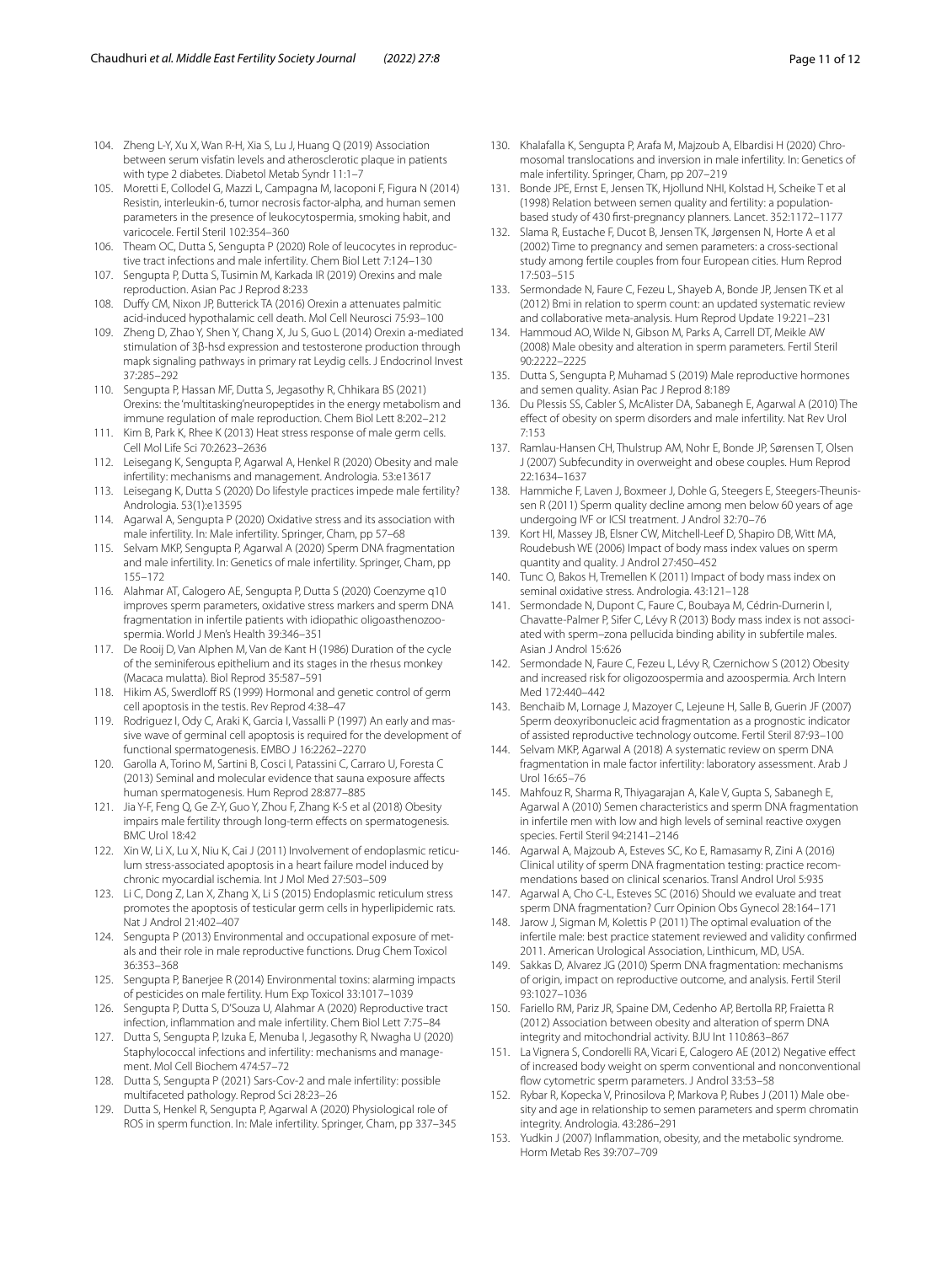104. Zheng L-Y, Xu X, Wan R-H, Xia S, Lu J, Huang Q (2019) Association between serum visfatin levels and atherosclerotic plaque in patients with type 2 diabetes. Diabetol Metab Syndr 11:1–7
105. Moretti E, Collodel G, Mazzi L, Campagna M, Iacoponi F, Figura N (2014) Resistin, interleukin-6, tumor necrosis factor-alpha, and human semen parameters in the presence of leukocytospermia, smoking habit, and varicocele. Fertil Steril 102:354–360
106. Theam OC, Dutta S, Sengupta P (2020) Role of leucocytes in reproductive tract infections and male infertility. Chem Biol Lett 7:124–130
107. Sengupta P, Dutta S, Tusimin M, Karkada IR (2019) Orexins and male reproduction. Asian Pac J Reprod 8:233
108. Duffy CM, Nixon JP, Butterick TA (2016) Orexin a attenuates palmitic acid-induced hypothalamic cell death. Mol Cell Neurosci 75:93–100
109. Zheng D, Zhao Y, Shen Y, Chang X, Ju S, Guo L (2014) Orexin a-mediated stimulation of 3β-hsd expression and testosterone production through mapk signaling pathways in primary rat Leydig cells. J Endocrinol Invest 37:285–292
110. Sengupta P, Hassan MF, Dutta S, Jegasothy R, Chhikara BS (2021) Orexins: the 'multitasking'neuropeptides in the energy metabolism and immune regulation of male reproduction. Chem Biol Lett 8:202–212
111. Kim B, Park K, Rhee K (2013) Heat stress response of male germ cells. Cell Mol Life Sci 70:2623–2636
112. Leisegang K, Sengupta P, Agarwal A, Henkel R (2020) Obesity and male infertility: mechanisms and management. Andrologia. 53:e13617
113. Leisegang K, Dutta S (2020) Do lifestyle practices impede male fertility? Andrologia. 53(1):e13595
114. Agarwal A, Sengupta P (2020) Oxidative stress and its association with male infertility. In: Male infertility. Springer, Cham, pp 57–68
115. Selvam MKP, Sengupta P, Agarwal A (2020) Sperm DNA fragmentation and male infertility. In: Genetics of male infertility. Springer, Cham, pp 155–172
116. Alahmar AT, Calogero AE, Sengupta P, Dutta S (2020) Coenzyme q10 improves sperm parameters, oxidative stress markers and sperm DNA fragmentation in infertile patients with idiopathic oligoasthenozoospermia. World J Men's Health 39:346–351
117. De Rooij D, Van Alphen M, Van de Kant H (1986) Duration of the cycle of the seminiferous epithelium and its stages in the rhesus monkey (Macaca mulatta). Biol Reprod 35:587–591
118. Hikim AS, Swerdloff RS (1999) Hormonal and genetic control of germ cell apoptosis in the testis. Rev Reprod 4:38–47
119. Rodriguez I, Ody C, Araki K, Garcia I, Vassalli P (1997) An early and massive wave of germinal cell apoptosis is required for the development of functional spermatogenesis. EMBO J 16:2262–2270
120. Garolla A, Torino M, Sartini B, Cosci I, Patassini C, Carraro U, Foresta C (2013) Seminal and molecular evidence that sauna exposure affects human spermatogenesis. Hum Reprod 28:877–885
121. Jia Y-F, Feng Q, Ge Z-Y, Guo Y, Zhou F, Zhang K-S et al (2018) Obesity impairs male fertility through long-term effects on spermatogenesis. BMC Urol 18:42
122. Xin W, Li X, Lu X, Niu K, Cai J (2011) Involvement of endoplasmic reticulum stress-associated apoptosis in a heart failure model induced by chronic myocardial ischemia. Int J Mol Med 27:503–509
123. Li C, Dong Z, Lan X, Zhang X, Li S (2015) Endoplasmic reticulum stress promotes the apoptosis of testicular germ cells in hyperlipidemic rats. Nat J Androl 21:402–407
124. Sengupta P (2013) Environmental and occupational exposure of metals and their role in male reproductive functions. Drug Chem Toxicol 36:353–368
125. Sengupta P, Banerjee R (2014) Environmental toxins: alarming impacts of pesticides on male fertility. Hum Exp Toxicol 33:1017–1039
126. Sengupta P, Dutta S, D'Souza U, Alahmar A (2020) Reproductive tract infection, inflammation and male infertility. Chem Biol Lett 7:75–84
127. Dutta S, Sengupta P, Izuka E, Menuba I, Jegasothy R, Nwagha U (2020) Staphylococcal infections and infertility: mechanisms and management. Mol Cell Biochem 474:57–72
128. Dutta S, Sengupta P (2021) Sars-Cov-2 and male infertility: possible multifaceted pathology. Reprod Sci 28:23–26
129. Dutta S, Henkel R, Sengupta P, Agarwal A (2020) Physiological role of ROS in sperm function. In: Male infertility. Springer, Cham, pp 337–345
130. Khalafalla K, Sengupta P, Arafa M, Majzoub A, Elbardisi H (2020) Chromosomal translocations and inversion in male infertility. In: Genetics of male infertility. Springer, Cham, pp 207–219
131. Bonde JPE, Ernst E, Jensen TK, Hjollund NHI, Kolstad H, Scheike T et al (1998) Relation between semen quality and fertility: a population-based study of 430 first-pregnancy planners. Lancet. 352:1172–1177
132. Slama R, Eustache F, Ducot B, Jensen TK, Jørgensen N, Horte A et al (2002) Time to pregnancy and semen parameters: a cross-sectional study among fertile couples from four European cities. Hum Reprod 17:503–515
133. Sermondade N, Faure C, Fezeu L, Shayeb A, Bonde JP, Jensen TK et al (2012) Bmi in relation to sperm count: an updated systematic review and collaborative meta-analysis. Hum Reprod Update 19:221–231
134. Hammoud AO, Wilde N, Gibson M, Parks A, Carrell DT, Meikle AW (2008) Male obesity and alteration in sperm parameters. Fertil Steril 90:2222–2225
135. Dutta S, Sengupta P, Muhamad S (2019) Male reproductive hormones and semen quality. Asian Pac J Reprod 8:189
136. Du Plessis SS, Cabler S, McAlister DA, Sabanegh E, Agarwal A (2010) The effect of obesity on sperm disorders and male infertility. Nat Rev Urol 7:153
137. Ramlau-Hansen CH, Thulstrup AM, Nohr E, Bonde JP, Sørensen T, Olsen J (2007) Subfecundity in overweight and obese couples. Hum Reprod 22:1634–1637
138. Hammiche F, Laven J, Boxmeer J, Dohle G, Steegers E, Steegers-Theunissen R (2011) Sperm quality decline among men below 60 years of age undergoing IVF or ICSI treatment. J Androl 32:70–76
139. Kort HI, Massey JB, Elsner CW, Mitchell-Leef D, Shapiro DB, Witt MA, Roudebush WE (2006) Impact of body mass index values on sperm quantity and quality. J Androl 27:450–452
140. Tunc O, Bakos H, Tremellen K (2011) Impact of body mass index on seminal oxidative stress. Andrologia. 43:121–128
141. Sermondade N, Dupont C, Faure C, Boubaya M, Cédrin-Durnerin I, Chavatte-Palmer P, Sifer C, Lévy R (2013) Body mass index is not associated with sperm–zona pellucida binding ability in subfertile males. Asian J Androl 15:626
142. Sermondade N, Faure C, Fezeu L, Lévy R, Czernichow S (2012) Obesity and increased risk for oligozoospermia and azoospermia. Arch Intern Med 172:440–442
143. Benchaib M, Lornage J, Mazoyer C, Lejeune H, Salle B, Guerin JF (2007) Sperm deoxyribonucleic acid fragmentation as a prognostic indicator of assisted reproductive technology outcome. Fertil Steril 87:93–100
144. Selvam MKP, Agarwal A (2018) A systematic review on sperm DNA fragmentation in male factor infertility: laboratory assessment. Arab J Urol 16:65–76
145. Mahfouz R, Sharma R, Thiyagarajan A, Kale V, Gupta S, Sabanegh E, Agarwal A (2010) Semen characteristics and sperm DNA fragmentation in infertile men with low and high levels of seminal reactive oxygen species. Fertil Steril 94:2141–2146
146. Agarwal A, Majzoub A, Esteves SC, Ko E, Ramasamy R, Zini A (2016) Clinical utility of sperm DNA fragmentation testing: practice recommendations based on clinical scenarios. Transl Androl Urol 5:935
147. Agarwal A, Cho C-L, Esteves SC (2016) Should we evaluate and treat sperm DNA fragmentation? Curr Opinion Obs Gynecol 28:164–171
148. Jarow J, Sigman M, Kolettis P (2011) The optimal evaluation of the infertile male: best practice statement reviewed and validity confirmed 2011. American Urological Association, Linthicum, MD, USA.
149. Sakkas D, Alvarez JG (2010) Sperm DNA fragmentation: mechanisms of origin, impact on reproductive outcome, and analysis. Fertil Steril 93:1027–1036
150. Fariello RM, Pariz JR, Spaine DM, Cedenho AP, Bertolla RP, Fraietta R (2012) Association between obesity and alteration of sperm DNA integrity and mitochondrial activity. BJU Int 110:863–867
151. La Vignera S, Condorelli RA, Vicari E, Calogero AE (2012) Negative effect of increased body weight on sperm conventional and nonconventional flow cytometric sperm parameters. J Androl 33:53–58
152. Rybar R, Kopecka V, Prinosilova P, Markova P, Rubes J (2011) Male obesity and age in relationship to semen parameters and sperm chromatin integrity. Andrologia. 43:286–291
153. Yudkin J (2007) Inflammation, obesity, and the metabolic syndrome. Horm Metab Res 39:707–709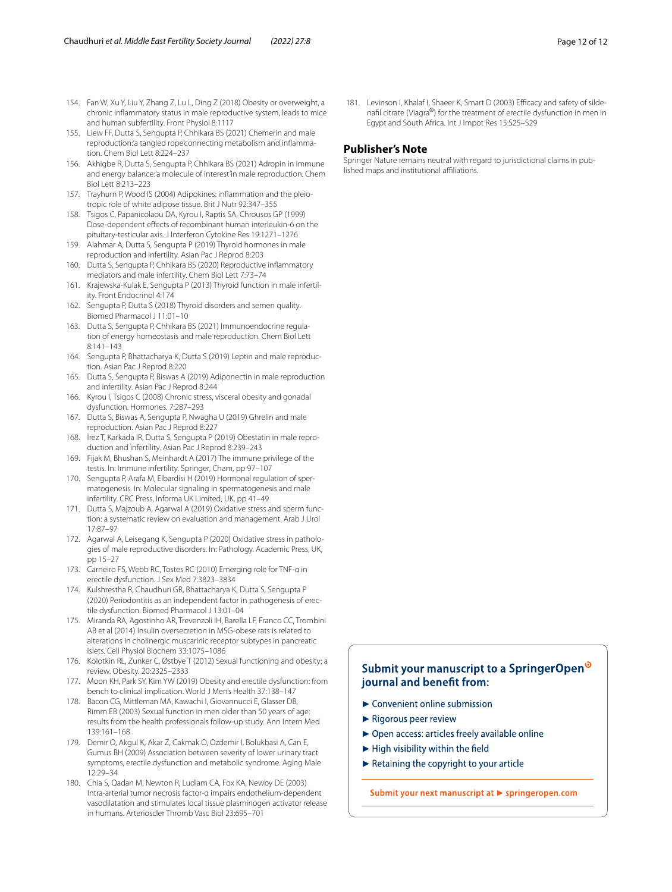154. Fan W, Xu Y, Liu Y, Zhang Z, Lu L, Ding Z (2018) Obesity or overweight, a chronic inflammatory status in male reproductive system, leads to mice and human subfertility. Front Physiol 8:1117
155. Liew FF, Dutta S, Sengupta P, Chhikara BS (2021) Chemerin and male reproduction:'a tangled rope'connecting metabolism and inflammation. Chem Biol Lett 8:224–237
156. Akhigbe R, Dutta S, Sengupta P, Chhikara BS (2021) Adropin in immune and energy balance:'a molecule of interest'in male reproduction. Chem Biol Lett 8:213–223
157. Trayhurn P, Wood IS (2004) Adipokines: inflammation and the pleiotropic role of white adipose tissue. Brit J Nutr 92:347–355
158. Tsigos C, Papanicolaou DA, Kyrou I, Raptis SA, Chrousos GP (1999) Dose-dependent effects of recombinant human interleukin-6 on the pituitary-testicular axis. J Interferon Cytokine Res 19:1271–1276
159. Alahmar A, Dutta S, Sengupta P (2019) Thyroid hormones in male reproduction and infertility. Asian Pac J Reprod 8:203
160. Dutta S, Sengupta P, Chhikara BS (2020) Reproductive inflammatory mediators and male infertility. Chem Biol Lett 7:73–74
161. Krajewska-Kulak E, Sengupta P (2013) Thyroid function in male infertility. Front Endocrinol 4:174
162. Sengupta P, Dutta S (2018) Thyroid disorders and semen quality. Biomed Pharmacol J 11:01–10
163. Dutta S, Sengupta P, Chhikara BS (2021) Immunoendocrine regulation of energy homeostasis and male reproduction. Chem Biol Lett 8:141–143
164. Sengupta P, Bhattacharya K, Dutta S (2019) Leptin and male reproduction. Asian Pac J Reprod 8:220
165. Dutta S, Sengupta P, Biswas A (2019) Adiponectin in male reproduction and infertility. Asian Pac J Reprod 8:244
166. Kyrou I, Tsigos C (2008) Chronic stress, visceral obesity and gonadal dysfunction. Hormones. 7:287–293
167. Dutta S, Biswas A, Sengupta P, Nwagha U (2019) Ghrelin and male reproduction. Asian Pac J Reprod 8:227
168. İrez T, Karkada IR, Dutta S, Sengupta P (2019) Obestatin in male reproduction and infertility. Asian Pac J Reprod 8:239–243
169. Fijak M, Bhushan S, Meinhardt A (2017) The immune privilege of the testis. In: Immune infertility. Springer, Cham, pp 97–107
170. Sengupta P, Arafa M, Elbardisi H (2019) Hormonal regulation of spermatogenesis. In: Molecular signaling in spermatogenesis and male infertility. CRC Press, Informa UK Limited, UK, pp 41–49
171. Dutta S, Majzoub A, Agarwal A (2019) Oxidative stress and sperm function: a systematic review on evaluation and management. Arab J Urol 17:87–97
172. Agarwal A, Leisegang K, Sengupta P (2020) Oxidative stress in pathologies of male reproductive disorders. In: Pathology. Academic Press, UK, pp 15–27
173. Carneiro FS, Webb RC, Tostes RC (2010) Emerging role for TNF-α in erectile dysfunction. J Sex Med 7:3823–3834
174. Kulshrestha R, Chaudhuri GR, Bhattacharya K, Dutta S, Sengupta P (2020) Periodontitis as an independent factor in pathogenesis of erectile dysfunction. Biomed Pharmacol J 13:01–04
175. Miranda RA, Agostinho AR, Trevenzoli IH, Barella LF, Franco CC, Trombini AB et al (2014) Insulin oversecretion in MSG-obese rats is related to alterations in cholinergic muscarinic receptor subtypes in pancreatic islets. Cell Physiol Biochem 33:1075–1086
176. Kolotkin RL, Zunker C, Østbye T (2012) Sexual functioning and obesity: a review. Obesity. 20:2325–2333
177. Moon KH, Park SY, Kim YW (2019) Obesity and erectile dysfunction: from bench to clinical implication. World J Men's Health 37:138–147
178. Bacon CG, Mittleman MA, Kawachi I, Giovannucci E, Glasser DB, Rimm EB (2003) Sexual function in men older than 50 years of age: results from the health professionals follow-up study. Ann Intern Med 139:161–168
179. Demir O, Akgul K, Akar Z, Cakmak O, Ozdemir I, Bolukbasi A, Can E, Gumus BH (2009) Association between severity of lower urinary tract symptoms, erectile dysfunction and metabolic syndrome. Aging Male 12:29–34
180. Chia S, Qadan M, Newton R, Ludlam CA, Fox KA, Newby DE (2003) Intra-arterial tumor necrosis factor-α impairs endothelium-dependent vasodilatation and stimulates local tissue plasminogen activator release in humans. Arterioscler Thromb Vasc Biol 23:695–701
181. Levinson I, Khalaf I, Shaeer K, Smart D (2003) Efficacy and safety of sildenafil citrate (Viagra®) for the treatment of erectile dysfunction in men in Egypt and South Africa. Int J Impot Res 15:S25–S29

## Publisher's Note

Springer Nature remains neutral with regard to jurisdictional claims in published maps and institutional affiliations.

**Submit your manuscript to a SpringerOpen journal and benefit from:**

- ► Convenient online submission
- ► Rigorous peer review
- ► Open access: articles freely available online
- ► High visibility within the field
- ► Retaining the copyright to your article

**Submit your next manuscript at ► springeropen.com**